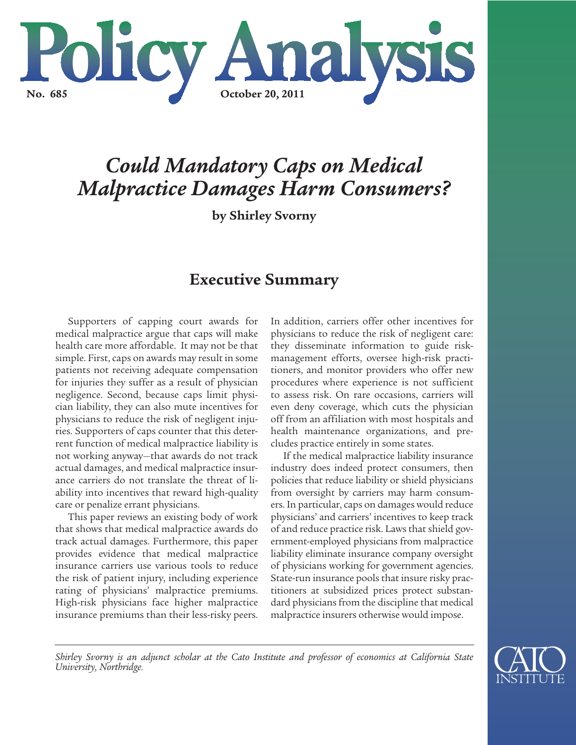# Policy Analysis

**No. 685** **October 20, 2011**

# *Could Mandatory Caps on Medical Malpractice Damages Harm Consumers?*

**by Shirley Svorny**

## Executive Summary

Supporters of capping court awards for medical malpractice argue that caps will make health care more affordable. It may not be that simple. First, caps on awards may result in some patients not receiving adequate compensation for injuries they suffer as a result of physician negligence. Second, because caps limit physician liability, they can also mute incentives for physicians to reduce the risk of negligent injuries. Supporters of caps counter that this deterrent function of medical malpractice liability is not working anyway—that awards do not track actual damages, and medical malpractice insurance carriers do not translate the threat of liability into incentives that reward high-quality care or penalize errant physicians.

This paper reviews an existing body of work that shows that medical malpractice awards do track actual damages. Furthermore, this paper provides evidence that medical malpractice insurance carriers use various tools to reduce the risk of patient injury, including experience rating of physicians' malpractice premiums. High-risk physicians face higher malpractice insurance premiums than their less-risky peers. In addition, carriers offer other incentives for physicians to reduce the risk of negligent care: they disseminate information to guide risk-management efforts, oversee high-risk practitioners, and monitor providers who offer new procedures where experience is not sufficient to assess risk. On rare occasions, carriers will even deny coverage, which cuts the physician off from an affiliation with most hospitals and health maintenance organizations, and precludes practice entirely in some states.

If the medical malpractice liability insurance industry does indeed protect consumers, then policies that reduce liability or shield physicians from oversight by carriers may harm consumers. In particular, caps on damages would reduce physicians' and carriers' incentives to keep track of and reduce practice risk. Laws that shield government-employed physicians from malpractice liability eliminate insurance company oversight of physicians working for government agencies. State-run insurance pools that insure risky practitioners at subsidized prices protect substandard physicians from the discipline that medical malpractice insurers otherwise would impose.

---

*Shirley Svorny is an adjunct scholar at the Cato Institute and professor of economics at California State University, Northridge.*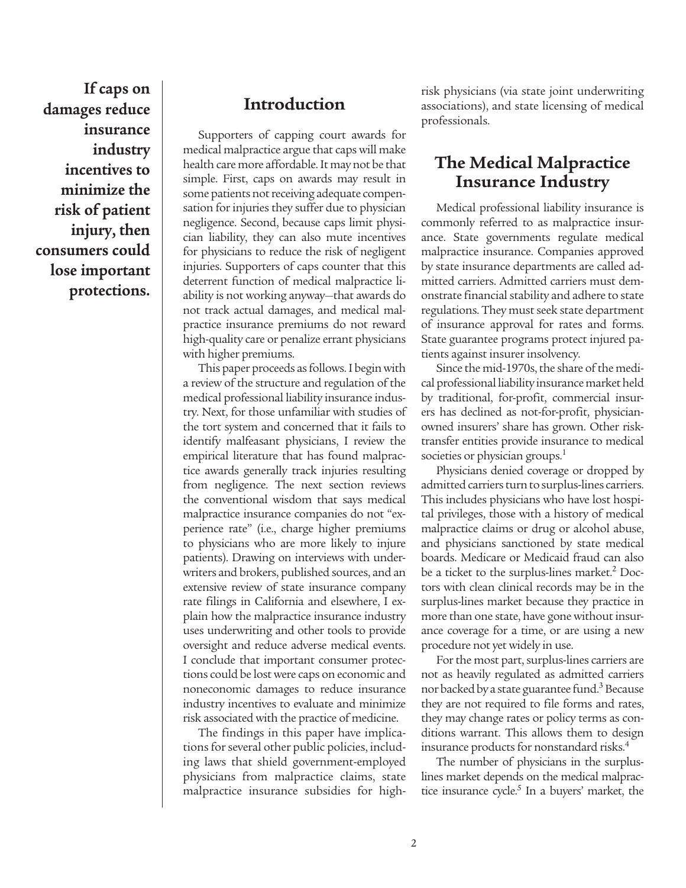**If caps on damages reduce insurance industry incentives to minimize the risk of patient injury, then consumers could lose important protections.**

## Introduction

Supporters of capping court awards for medical malpractice argue that caps will make health care more affordable. It may not be that simple. First, caps on awards may result in some patients not receiving adequate compensation for injuries they suffer due to physician negligence. Second, because caps limit physician liability, they can also mute incentives for physicians to reduce the risk of negligent injuries. Supporters of caps counter that this deterrent function of medical malpractice liability is not working anyway—that awards do not track actual damages, and medical malpractice insurance premiums do not reward high-quality care or penalize errant physicians with higher premiums.

This paper proceeds as follows. I begin with a review of the structure and regulation of the medical professional liability insurance industry. Next, for those unfamiliar with studies of the tort system and concerned that it fails to identify malfeasant physicians, I review the empirical literature that has found malpractice awards generally track injuries resulting from negligence. The next section reviews the conventional wisdom that says medical malpractice insurance companies do not "experience rate" (i.e., charge higher premiums to physicians who are more likely to injure patients). Drawing on interviews with underwriters and brokers, published sources, and an extensive review of state insurance company rate filings in California and elsewhere, I explain how the malpractice insurance industry uses underwriting and other tools to provide oversight and reduce adverse medical events. I conclude that important consumer protections could be lost were caps on economic and noneconomic damages to reduce insurance industry incentives to evaluate and minimize risk associated with the practice of medicine.

The findings in this paper have implications for several other public policies, including laws that shield government-employed physicians from malpractice claims, state malpractice insurance subsidies for high-risk physicians (via state joint underwriting associations), and state licensing of medical professionals.

## The Medical Malpractice Insurance Industry

Medical professional liability insurance is commonly referred to as malpractice insurance. State governments regulate medical malpractice insurance. Companies approved by state insurance departments are called admitted carriers. Admitted carriers must demonstrate financial stability and adhere to state regulations. They must seek state department of insurance approval for rates and forms. State guarantee programs protect injured patients against insurer insolvency.

Since the mid-1970s, the share of the medical professional liability insurance market held by traditional, for-profit, commercial insurers has declined as not-for-profit, physician-owned insurers' share has grown. Other risk-transfer entities provide insurance to medical societies or physician groups.[1]

Physicians denied coverage or dropped by admitted carriers turn to surplus-lines carriers. This includes physicians who have lost hospital privileges, those with a history of medical malpractice claims or drug or alcohol abuse, and physicians sanctioned by state medical boards. Medicare or Medicaid fraud can also be a ticket to the surplus-lines market.[2] Doctors with clean clinical records may be in the surplus-lines market because they practice in more than one state, have gone without insurance coverage for a time, or are using a new procedure not yet widely in use.

For the most part, surplus-lines carriers are not as heavily regulated as admitted carriers nor backed by a state guarantee fund.[3] Because they are not required to file forms and rates, they may change rates or policy terms as conditions warrant. This allows them to design insurance products for nonstandard risks.[4]

The number of physicians in the surplus-lines market depends on the medical malpractice insurance cycle.[5] In a buyers' market, the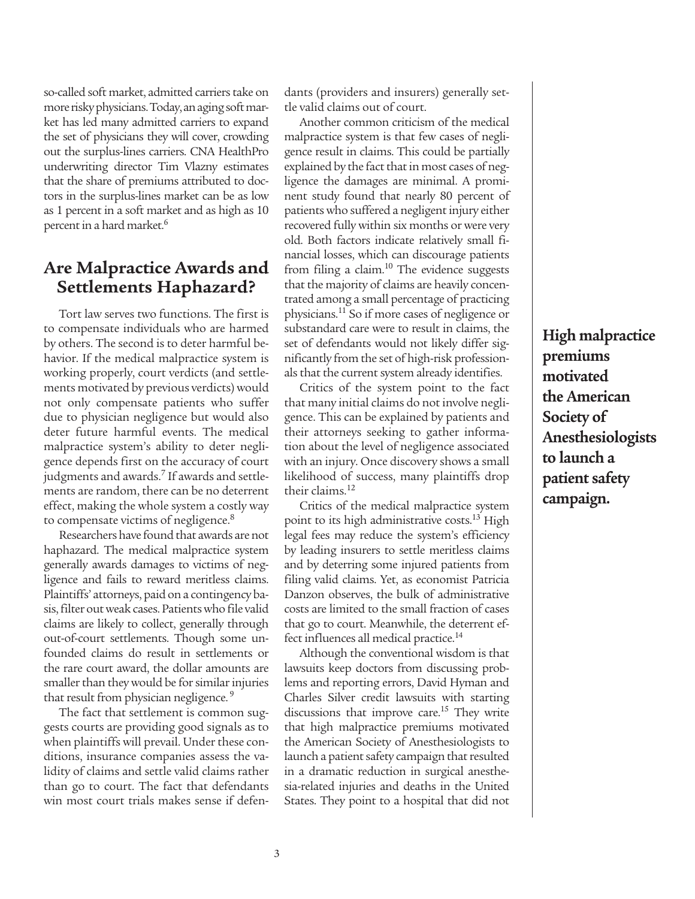so-called soft market, admitted carriers take on more risky physicians. Today, an aging soft market has led many admitted carriers to expand the set of physicians they will cover, crowding out the surplus-lines carriers. CNA HealthPro underwriting director Tim Vlazny estimates that the share of premiums attributed to doctors in the surplus-lines market can be as low as 1 percent in a soft market and as high as 10 percent in a hard market.[6]

## Are Malpractice Awards and Settlements Haphazard?

Tort law serves two functions. The first is to compensate individuals who are harmed by others. The second is to deter harmful behavior. If the medical malpractice system is working properly, court verdicts (and settlements motivated by previous verdicts) would not only compensate patients who suffer due to physician negligence but would also deter future harmful events. The medical malpractice system's ability to deter negligence depends first on the accuracy of court judgments and awards.[7] If awards and settlements are random, there can be no deterrent effect, making the whole system a costly way to compensate victims of negligence.[8]

Researchers have found that awards are not haphazard. The medical malpractice system generally awards damages to victims of negligence and fails to reward meritless claims. Plaintiffs' attorneys, paid on a contingency basis, filter out weak cases. Patients who file valid claims are likely to collect, generally through out-of-court settlements. Though some unfounded claims do result in settlements or the rare court award, the dollar amounts are smaller than they would be for similar injuries that result from physician negligence.[9]

The fact that settlement is common suggests courts are providing good signals as to when plaintiffs will prevail. Under these conditions, insurance companies assess the validity of claims and settle valid claims rather than go to court. The fact that defendants win most court trials makes sense if defendants (providers and insurers) generally settle valid claims out of court.

Another common criticism of the medical malpractice system is that few cases of negligence result in claims. This could be partially explained by the fact that in most cases of negligence the damages are minimal. A prominent study found that nearly 80 percent of patients who suffered a negligent injury either recovered fully within six months or were very old. Both factors indicate relatively small financial losses, which can discourage patients from filing a claim.[10] The evidence suggests that the majority of claims are heavily concentrated among a small percentage of practicing physicians.[11] So if more cases of negligence or substandard care were to result in claims, the set of defendants would not likely differ significantly from the set of high-risk professionals that the current system already identifies.

Critics of the system point to the fact that many initial claims do not involve negligence. This can be explained by patients and their attorneys seeking to gather information about the level of negligence associated with an injury. Once discovery shows a small likelihood of success, many plaintiffs drop their claims.[12]

Critics of the medical malpractice system point to its high administrative costs.[13] High legal fees may reduce the system's efficiency by leading insurers to settle meritless claims and by deterring some injured patients from filing valid claims. Yet, as economist Patricia Danzon observes, the bulk of administrative costs are limited to the small fraction of cases that go to court. Meanwhile, the deterrent effect influences all medical practice.[14]

Although the conventional wisdom is that lawsuits keep doctors from discussing problems and reporting errors, David Hyman and Charles Silver credit lawsuits with starting discussions that improve care.[15] They write that high malpractice premiums motivated the American Society of Anesthesiologists to launch a patient safety campaign that resulted in a dramatic reduction in surgical anesthesia-related injuries and deaths in the United States. They point to a hospital that did not

**High malpractice premiums motivated the American Society of Anesthesiologists to launch a patient safety campaign.**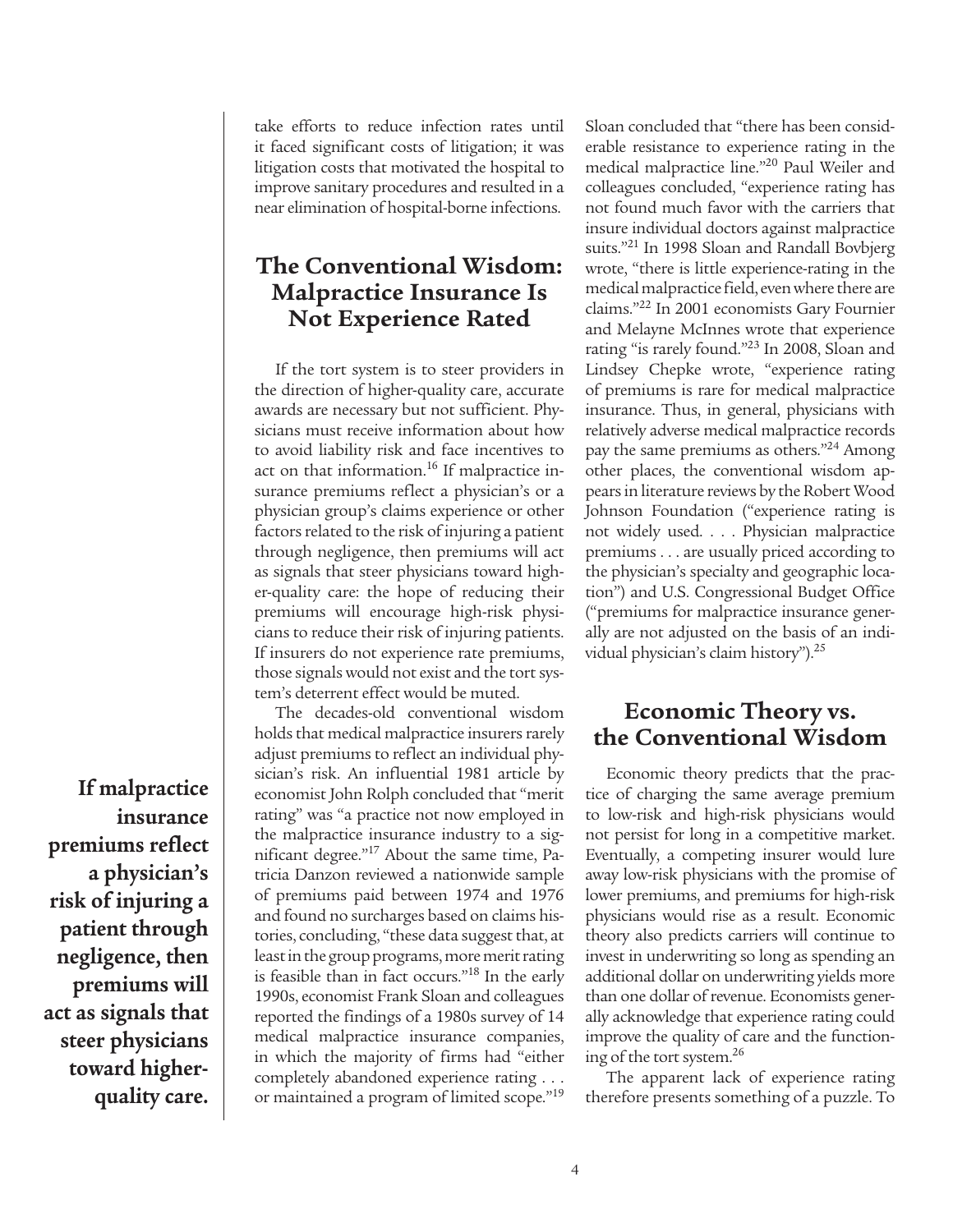take efforts to reduce infection rates until it faced significant costs of litigation; it was litigation costs that motivated the hospital to improve sanitary procedures and resulted in a near elimination of hospital-borne infections.

## The Conventional Wisdom: Malpractice Insurance Is Not Experience Rated

If the tort system is to steer providers in the direction of higher-quality care, accurate awards are necessary but not sufficient. Physicians must receive information about how to avoid liability risk and face incentives to act on that information.[16] If malpractice insurance premiums reflect a physician's or a physician group's claims experience or other factors related to the risk of injuring a patient through negligence, then premiums will act as signals that steer physicians toward higher-quality care: the hope of reducing their premiums will encourage high-risk physicians to reduce their risk of injuring patients. If insurers do not experience rate premiums, those signals would not exist and the tort system's deterrent effect would be muted.

**If malpractice insurance premiums reflect a physician's risk of injuring a patient through negligence, then premiums will act as signals that steer physicians toward higher-quality care.**

The decades-old conventional wisdom holds that medical malpractice insurers rarely adjust premiums to reflect an individual physician's risk. An influential 1981 article by economist John Rolph concluded that "merit rating" was "a practice not now employed in the malpractice insurance industry to a significant degree."[17] About the same time, Patricia Danzon reviewed a nationwide sample of premiums paid between 1974 and 1976 and found no surcharges based on claims histories, concluding, "these data suggest that, at least in the group programs, more merit rating is feasible than in fact occurs."[18] In the early 1990s, economist Frank Sloan and colleagues reported the findings of a 1980s survey of 14 medical malpractice insurance companies, in which the majority of firms had "either completely abandoned experience rating . . . or maintained a program of limited scope."[19] Sloan concluded that "there has been considerable resistance to experience rating in the medical malpractice line."[20] Paul Weiler and colleagues concluded, "experience rating has not found much favor with the carriers that insure individual doctors against malpractice suits."[21] In 1998 Sloan and Randall Bovbjerg wrote, "there is little experience-rating in the medical malpractice field, even where there are claims."[22] In 2001 economists Gary Fournier and Melayne McInnes wrote that experience rating "is rarely found."[23] In 2008, Sloan and Lindsey Chepke wrote, "experience rating of premiums is rare for medical malpractice insurance. Thus, in general, physicians with relatively adverse medical malpractice records pay the same premiums as others."[24] Among other places, the conventional wisdom appears in literature reviews by the Robert Wood Johnson Foundation ("experience rating is not widely used. . . . Physician malpractice premiums . . . are usually priced according to the physician's specialty and geographic location") and U.S. Congressional Budget Office ("premiums for malpractice insurance generally are not adjusted on the basis of an individual physician's claim history").[25]

## Economic Theory vs. the Conventional Wisdom

Economic theory predicts that the practice of charging the same average premium to low-risk and high-risk physicians would not persist for long in a competitive market. Eventually, a competing insurer would lure away low-risk physicians with the promise of lower premiums, and premiums for high-risk physicians would rise as a result. Economic theory also predicts carriers will continue to invest in underwriting so long as spending an additional dollar on underwriting yields more than one dollar of revenue. Economists generally acknowledge that experience rating could improve the quality of care and the functioning of the tort system.[26]

The apparent lack of experience rating therefore presents something of a puzzle. To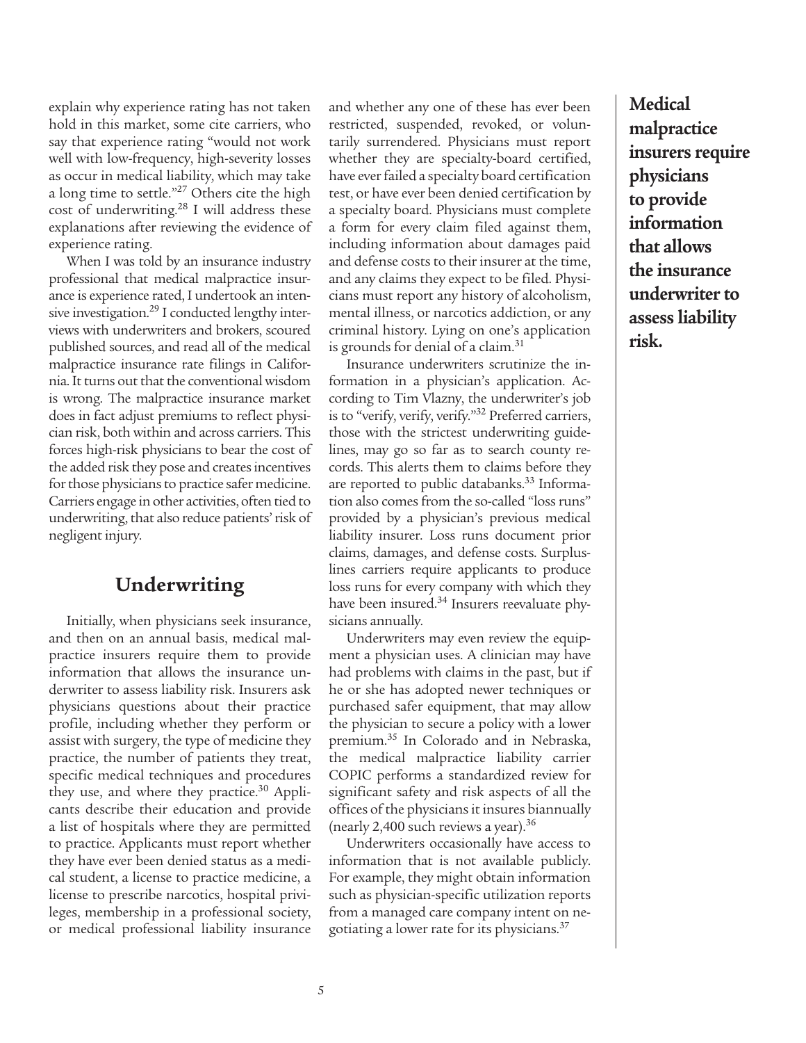explain why experience rating has not taken hold in this market, some cite carriers, who say that experience rating "would not work well with low-frequency, high-severity losses as occur in medical liability, which may take a long time to settle."[27] Others cite the high cost of underwriting.[28] I will address these explanations after reviewing the evidence of experience rating.

When I was told by an insurance industry professional that medical malpractice insurance is experience rated, I undertook an intensive investigation.[29] I conducted lengthy interviews with underwriters and brokers, scoured published sources, and read all of the medical malpractice insurance rate filings in California. It turns out that the conventional wisdom is wrong. The malpractice insurance market does in fact adjust premiums to reflect physician risk, both within and across carriers. This forces high-risk physicians to bear the cost of the added risk they pose and creates incentives for those physicians to practice safer medicine. Carriers engage in other activities, often tied to underwriting, that also reduce patients' risk of negligent injury.

## Underwriting

Initially, when physicians seek insurance, and then on an annual basis, medical malpractice insurers require them to provide information that allows the insurance underwriter to assess liability risk. Insurers ask physicians questions about their practice profile, including whether they perform or assist with surgery, the type of medicine they practice, the number of patients they treat, specific medical techniques and procedures they use, and where they practice.[30] Applicants describe their education and provide a list of hospitals where they are permitted to practice. Applicants must report whether they have ever been denied status as a medical student, a license to practice medicine, a license to prescribe narcotics, hospital privileges, membership in a professional society, or medical professional liability insurance and whether any one of these has ever been restricted, suspended, revoked, or voluntarily surrendered. Physicians must report whether they are specialty-board certified, have ever failed a specialty board certification test, or have ever been denied certification by a specialty board. Physicians must complete a form for every claim filed against them, including information about damages paid and defense costs to their insurer at the time, and any claims they expect to be filed. Physicians must report any history of alcoholism, mental illness, or narcotics addiction, or any criminal history. Lying on one's application is grounds for denial of a claim.[31]

Insurance underwriters scrutinize the information in a physician's application. According to Tim Vlazny, the underwriter's job is to "verify, verify, verify."[32] Preferred carriers, those with the strictest underwriting guidelines, may go so far as to search county records. This alerts them to claims before they are reported to public databanks.[33] Information also comes from the so-called "loss runs" provided by a physician's previous medical liability insurer. Loss runs document prior claims, damages, and defense costs. Surplus-lines carriers require applicants to produce loss runs for every company with which they have been insured.[34] Insurers reevaluate physicians annually.

Underwriters may even review the equipment a physician uses. A clinician may have had problems with claims in the past, but if he or she has adopted newer techniques or purchased safer equipment, that may allow the physician to secure a policy with a lower premium.[35] In Colorado and in Nebraska, the medical malpractice liability carrier COPIC performs a standardized review for significant safety and risk aspects of all the offices of the physicians it insures biannually (nearly 2,400 such reviews a year).[36]

Underwriters occasionally have access to information that is not available publicly. For example, they might obtain information such as physician-specific utilization reports from a managed care company intent on negotiating a lower rate for its physicians.[37]

**Medical malpractice insurers require physicians to provide information that allows the insurance underwriter to assess liability risk.**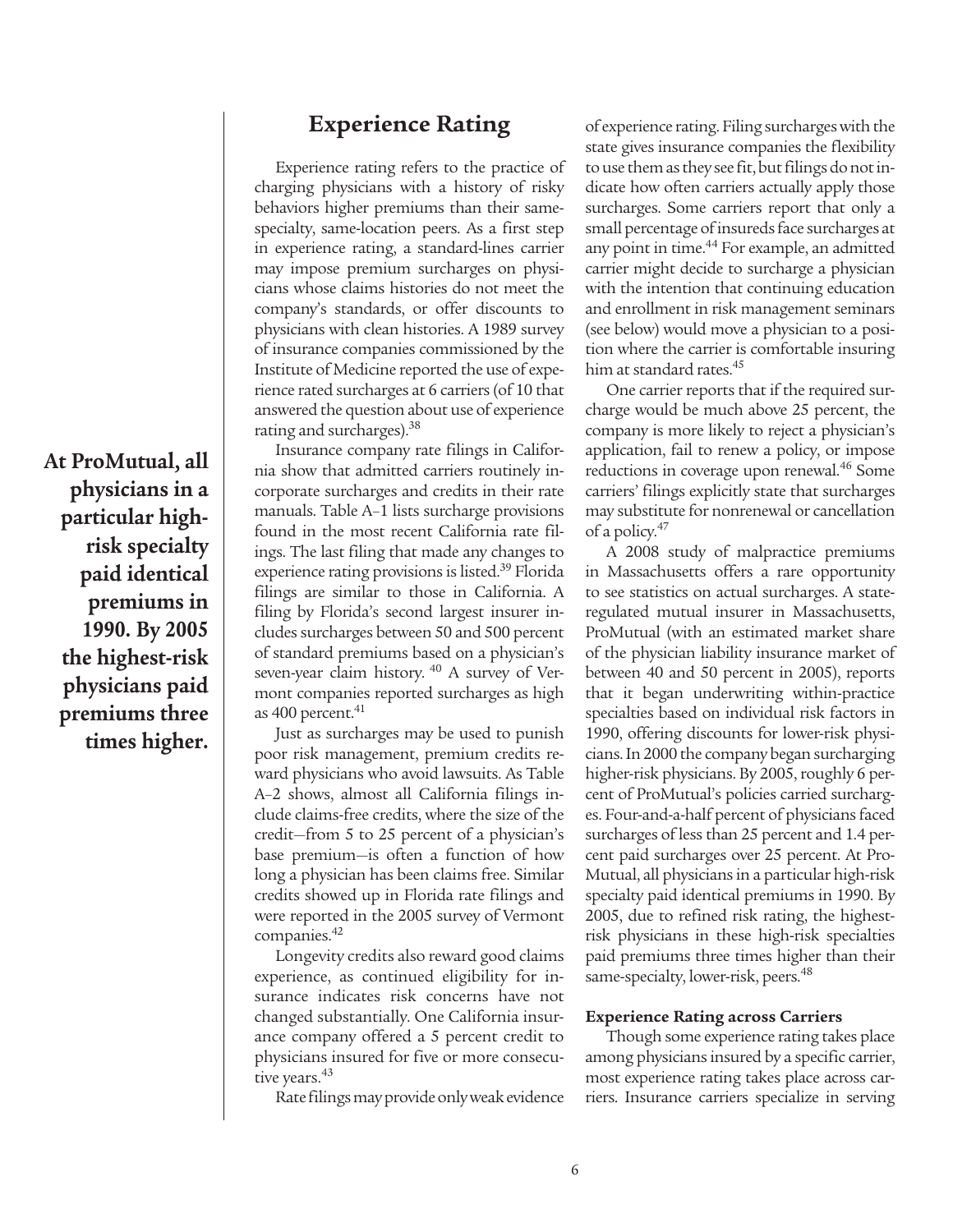## Experience Rating

Experience rating refers to the practice of charging physicians with a history of risky behaviors higher premiums than their same-specialty, same-location peers. As a first step in experience rating, a standard-lines carrier may impose premium surcharges on physicians whose claims histories do not meet the company's standards, or offer discounts to physicians with clean histories. A 1989 survey of insurance companies commissioned by the Institute of Medicine reported the use of experience rated surcharges at 6 carriers (of 10 that answered the question about use of experience rating and surcharges).[38]

Insurance company rate filings in California show that admitted carriers routinely incorporate surcharges and credits in their rate manuals. Table A–1 lists surcharge provisions found in the most recent California rate filings. The last filing that made any changes to experience rating provisions is listed.[39] Florida filings are similar to those in California. A filing by Florida's second largest insurer includes surcharges between 50 and 500 percent of standard premiums based on a physician's seven-year claim history.[40] A survey of Vermont companies reported surcharges as high as 400 percent.[41]

Just as surcharges may be used to punish poor risk management, premium credits reward physicians who avoid lawsuits. As Table A–2 shows, almost all California filings include claims-free credits, where the size of the credit—from 5 to 25 percent of a physician's base premium—is often a function of how long a physician has been claims free. Similar credits showed up in Florida rate filings and were reported in the 2005 survey of Vermont companies.[42]

Longevity credits also reward good claims experience, as continued eligibility for insurance indicates risk concerns have not changed substantially. One California insurance company offered a 5 percent credit to physicians insured for five or more consecutive years.[43]

Rate filings may provide only weak evidence of experience rating. Filing surcharges with the state gives insurance companies the flexibility to use them as they see fit, but filings do not indicate how often carriers actually apply those surcharges. Some carriers report that only a small percentage of insureds face surcharges at any point in time.[44] For example, an admitted carrier might decide to surcharge a physician with the intention that continuing education and enrollment in risk management seminars (see below) would move a physician to a position where the carrier is comfortable insuring him at standard rates.[45]

One carrier reports that if the required surcharge would be much above 25 percent, the company is more likely to reject a physician's application, fail to renew a policy, or impose reductions in coverage upon renewal.[46] Some carriers' filings explicitly state that surcharges may substitute for nonrenewal or cancellation of a policy.[47]

A 2008 study of malpractice premiums in Massachusetts offers a rare opportunity to see statistics on actual surcharges. A state-regulated mutual insurer in Massachusetts, ProMutual (with an estimated market share of the physician liability insurance market of between 40 and 50 percent in 2005), reports that it began underwriting within-practice specialties based on individual risk factors in 1990, offering discounts for lower-risk physicians. In 2000 the company began surcharging higher-risk physicians. By 2005, roughly 6 percent of ProMutual's policies carried surcharges. Four-and-a-half percent of physicians faced surcharges of less than 25 percent and 1.4 percent paid surcharges over 25 percent. At ProMutual, all physicians in a particular high-risk specialty paid identical premiums in 1990. By 2005, due to refined risk rating, the highest-risk physicians in these high-risk specialties paid premiums three times higher than their same-specialty, lower-risk, peers.[48]

**At ProMutual, all physicians in a particular high-risk specialty paid identical premiums in 1990. By 2005 the highest-risk physicians paid premiums three times higher.**

### Experience Rating across Carriers

Though some experience rating takes place among physicians insured by a specific carrier, most experience rating takes place across carriers. Insurance carriers specialize in serving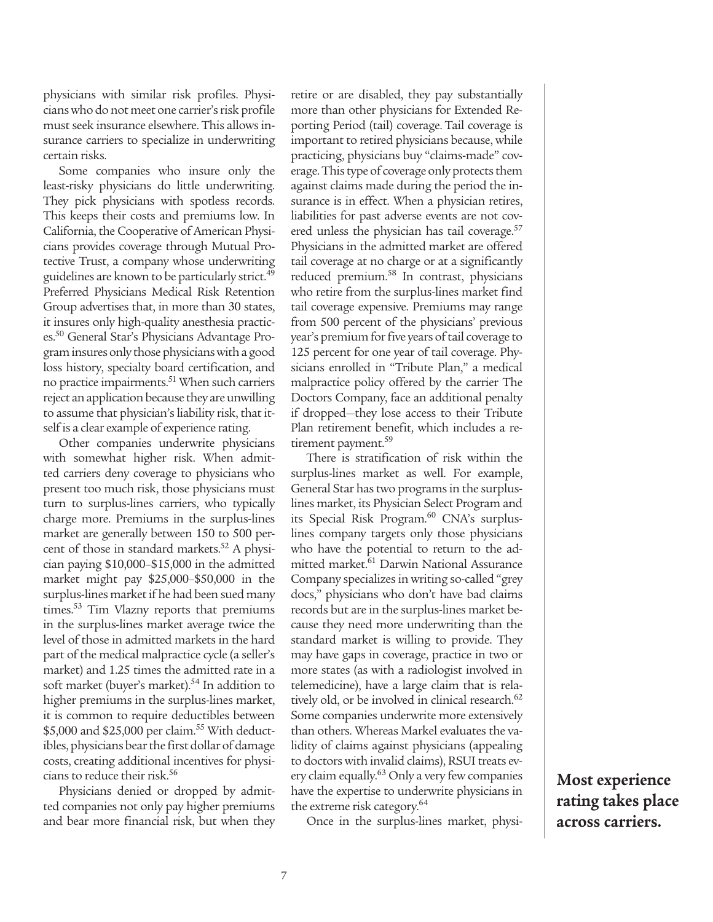physicians with similar risk profiles. Physicians who do not meet one carrier's risk profile must seek insurance elsewhere. This allows insurance carriers to specialize in underwriting certain risks.

Some companies who insure only the least-risky physicians do little underwriting. They pick physicians with spotless records. This keeps their costs and premiums low. In California, the Cooperative of American Physicians provides coverage through Mutual Protective Trust, a company whose underwriting guidelines are known to be particularly strict.[49] Preferred Physicians Medical Risk Retention Group advertises that, in more than 30 states, it insures only high-quality anesthesia practices.[50] General Star's Physicians Advantage Program insures only those physicians with a good loss history, specialty board certification, and no practice impairments.[51] When such carriers reject an application because they are unwilling to assume that physician's liability risk, that itself is a clear example of experience rating.

Other companies underwrite physicians with somewhat higher risk. When admitted carriers deny coverage to physicians who present too much risk, those physicians must turn to surplus-lines carriers, who typically charge more. Premiums in the surplus-lines market are generally between 150 to 500 percent of those in standard markets.[52] A physician paying \$10,000–\$15,000 in the admitted market might pay \$25,000–\$50,000 in the surplus-lines market if he had been sued many times.[53] Tim Vlazny reports that premiums in the surplus-lines market average twice the level of those in admitted markets in the hard part of the medical malpractice cycle (a seller's market) and 1.25 times the admitted rate in a soft market (buyer's market).[54] In addition to higher premiums in the surplus-lines market, it is common to require deductibles between \$5,000 and \$25,000 per claim.[55] With deductibles, physicians bear the first dollar of damage costs, creating additional incentives for physicians to reduce their risk.[56]

Physicians denied or dropped by admitted companies not only pay higher premiums and bear more financial risk, but when they retire or are disabled, they pay substantially more than other physicians for Extended Reporting Period (tail) coverage. Tail coverage is important to retired physicians because, while practicing, physicians buy "claims-made" coverage. This type of coverage only protects them against claims made during the period the insurance is in effect. When a physician retires, liabilities for past adverse events are not covered unless the physician has tail coverage.[57] Physicians in the admitted market are offered tail coverage at no charge or at a significantly reduced premium.[58] In contrast, physicians who retire from the surplus-lines market find tail coverage expensive. Premiums may range from 500 percent of the physicians' previous year's premium for five years of tail coverage to 125 percent for one year of tail coverage. Physicians enrolled in "Tribute Plan," a medical malpractice policy offered by the carrier The Doctors Company, face an additional penalty if dropped—they lose access to their Tribute Plan retirement benefit, which includes a retirement payment.[59]

There is stratification of risk within the surplus-lines market as well. For example, General Star has two programs in the surplus-lines market, its Physician Select Program and its Special Risk Program.[60] CNA's surplus-lines company targets only those physicians who have the potential to return to the admitted market.[61] Darwin National Assurance Company specializes in writing so-called "grey docs," physicians who don't have bad claims records but are in the surplus-lines market because they need more underwriting than the standard market is willing to provide. They may have gaps in coverage, practice in two or more states (as with a radiologist involved in telemedicine), have a large claim that is relatively old, or be involved in clinical research.[62] Some companies underwrite more extensively than others. Whereas Markel evaluates the validity of claims against physicians (appealing to doctors with invalid claims), RSUI treats every claim equally.[63] Only a very few companies have the expertise to underwrite physicians in the extreme risk category.[64]

**Most experience rating takes place across carriers.**

Once in the surplus-lines market, physi-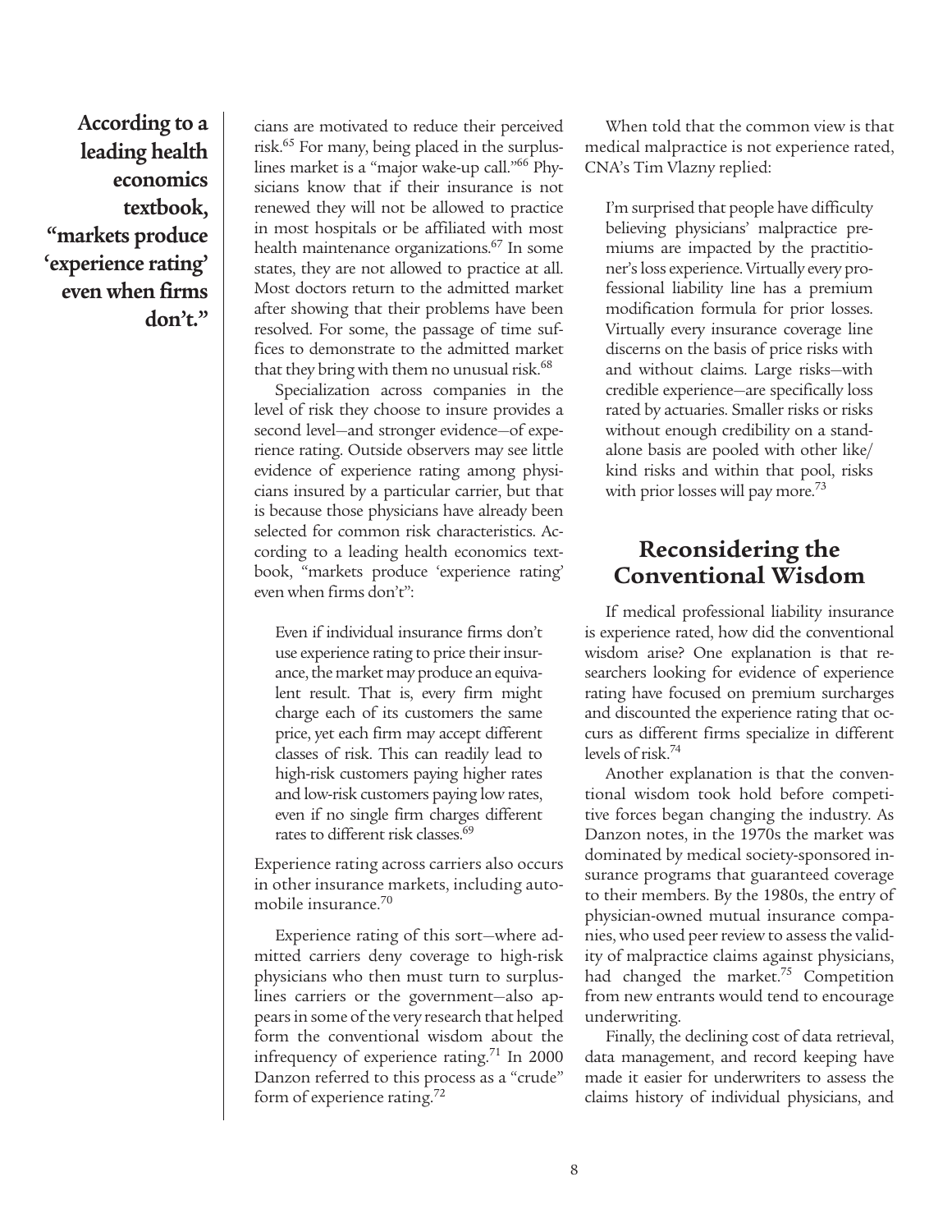**According to a leading health economics textbook, "markets produce 'experience rating' even when firms don't."**

cians are motivated to reduce their perceived risk.[65] For many, being placed in the surplus-lines market is a "major wake-up call."[66] Physicians know that if their insurance is not renewed they will not be allowed to practice in most hospitals or be affiliated with most health maintenance organizations.[67] In some states, they are not allowed to practice at all. Most doctors return to the admitted market after showing that their problems have been resolved. For some, the passage of time suffices to demonstrate to the admitted market that they bring with them no unusual risk.[68]

Specialization across companies in the level of risk they choose to insure provides a second level—and stronger evidence—of experience rating. Outside observers may see little evidence of experience rating among physicians insured by a particular carrier, but that is because those physicians have already been selected for common risk characteristics. According to a leading health economics textbook, "markets produce 'experience rating' even when firms don't":

> Even if individual insurance firms don't use experience rating to price their insurance, the market may produce an equivalent result. That is, every firm might charge each of its customers the same price, yet each firm may accept different classes of risk. This can readily lead to high-risk customers paying higher rates and low-risk customers paying low rates, even if no single firm charges different rates to different risk classes.[69]

Experience rating across carriers also occurs in other insurance markets, including automobile insurance.[70]

Experience rating of this sort—where admitted carriers deny coverage to high-risk physicians who then must turn to surplus-lines carriers or the government—also appears in some of the very research that helped form the conventional wisdom about the infrequency of experience rating.[71] In 2000 Danzon referred to this process as a "crude" form of experience rating.[72]

When told that the common view is that medical malpractice is not experience rated, CNA's Tim Vlazny replied:

> I'm surprised that people have difficulty believing physicians' malpractice premiums are impacted by the practitioner's loss experience. Virtually every professional liability line has a premium modification formula for prior losses. Virtually every insurance coverage line discerns on the basis of price risks with and without claims. Large risks—with credible experience—are specifically loss rated by actuaries. Smaller risks or risks without enough credibility on a stand-alone basis are pooled with other like/kind risks and within that pool, risks with prior losses will pay more.[73]

## Reconsidering the Conventional Wisdom

If medical professional liability insurance is experience rated, how did the conventional wisdom arise? One explanation is that researchers looking for evidence of experience rating have focused on premium surcharges and discounted the experience rating that occurs as different firms specialize in different levels of risk.[74]

Another explanation is that the conventional wisdom took hold before competitive forces began changing the industry. As Danzon notes, in the 1970s the market was dominated by medical society-sponsored insurance programs that guaranteed coverage to their members. By the 1980s, the entry of physician-owned mutual insurance companies, who used peer review to assess the validity of malpractice claims against physicians, had changed the market.[75] Competition from new entrants would tend to encourage underwriting.

Finally, the declining cost of data retrieval, data management, and record keeping have made it easier for underwriters to assess the claims history of individual physicians, and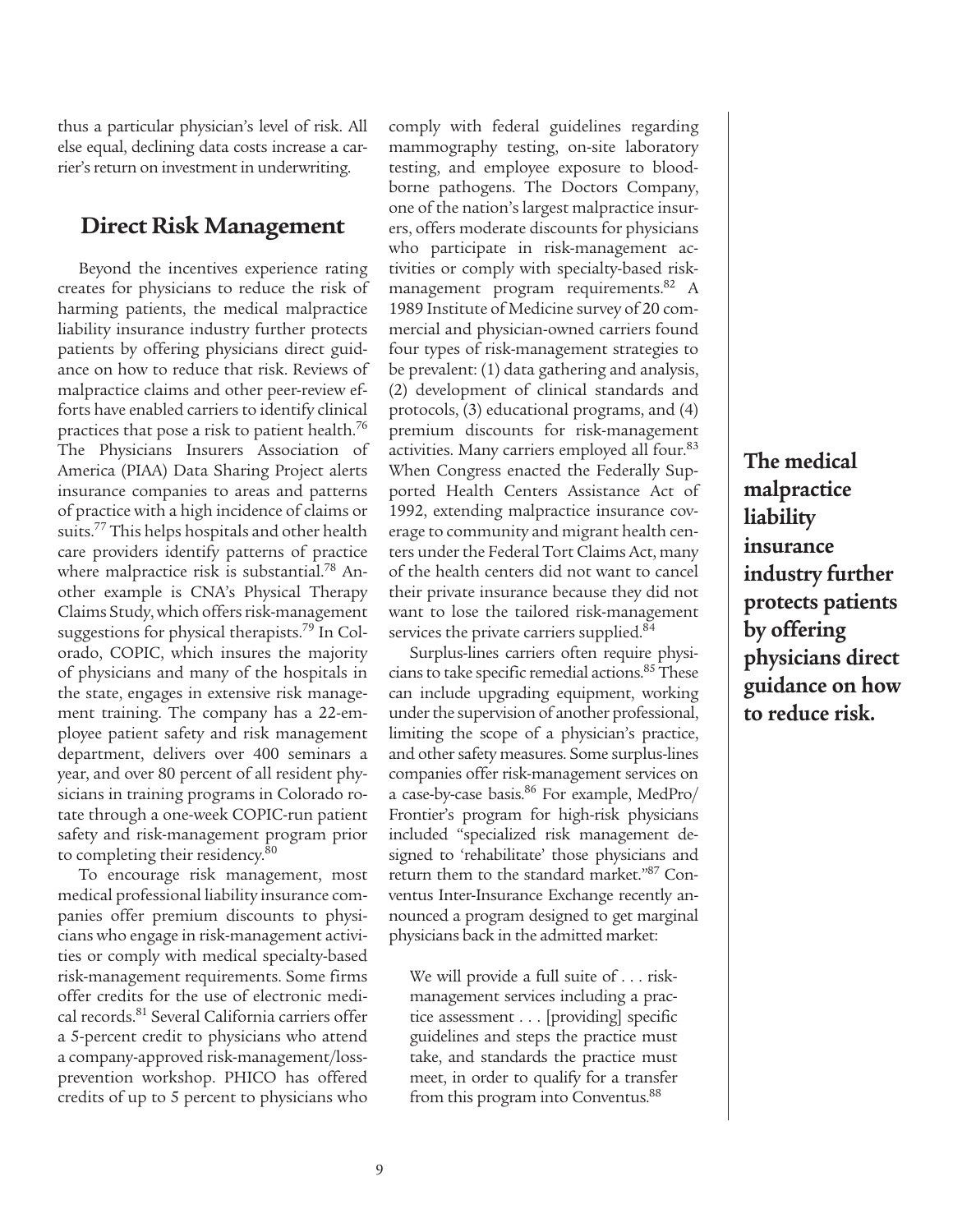thus a particular physician's level of risk. All else equal, declining data costs increase a carrier's return on investment in underwriting.

## Direct Risk Management

Beyond the incentives experience rating creates for physicians to reduce the risk of harming patients, the medical malpractice liability insurance industry further protects patients by offering physicians direct guidance on how to reduce that risk. Reviews of malpractice claims and other peer-review efforts have enabled carriers to identify clinical practices that pose a risk to patient health.[76] The Physicians Insurers Association of America (PIAA) Data Sharing Project alerts insurance companies to areas and patterns of practice with a high incidence of claims or suits.[77] This helps hospitals and other health care providers identify patterns of practice where malpractice risk is substantial.[78] Another example is CNA's Physical Therapy Claims Study, which offers risk-management suggestions for physical therapists.[79] In Colorado, COPIC, which insures the majority of physicians and many of the hospitals in the state, engages in extensive risk management training. The company has a 22-employee patient safety and risk management department, delivers over 400 seminars a year, and over 80 percent of all resident physicians in training programs in Colorado rotate through a one-week COPIC-run patient safety and risk-management program prior to completing their residency.[80]

To encourage risk management, most medical professional liability insurance companies offer premium discounts to physicians who engage in risk-management activities or comply with medical specialty-based risk-management requirements. Some firms offer credits for the use of electronic medical records.[81] Several California carriers offer a 5-percent credit to physicians who attend a company-approved risk-management/loss-prevention workshop. PHICO has offered credits of up to 5 percent to physicians who comply with federal guidelines regarding mammography testing, on-site laboratory testing, and employee exposure to blood-borne pathogens. The Doctors Company, one of the nation's largest malpractice insurers, offers moderate discounts for physicians who participate in risk-management activities or comply with specialty-based risk-management program requirements.[82] A 1989 Institute of Medicine survey of 20 commercial and physician-owned carriers found four types of risk-management strategies to be prevalent: (1) data gathering and analysis, (2) development of clinical standards and protocols, (3) educational programs, and (4) premium discounts for risk-management activities. Many carriers employed all four.[83] When Congress enacted the Federally Supported Health Centers Assistance Act of 1992, extending malpractice insurance coverage to community and migrant health centers under the Federal Tort Claims Act, many of the health centers did not want to cancel their private insurance because they did not want to lose the tailored risk-management services the private carriers supplied.[84]

Surplus-lines carriers often require physicians to take specific remedial actions.[85] These can include upgrading equipment, working under the supervision of another professional, limiting the scope of a physician's practice, and other safety measures. Some surplus-lines companies offer risk-management services on a case-by-case basis.[86] For example, MedPro/Frontier's program for high-risk physicians included "specialized risk management designed to 'rehabilitate' those physicians and return them to the standard market."[87] Conventus Inter-Insurance Exchange recently announced a program designed to get marginal physicians back in the admitted market:

> We will provide a full suite of . . . risk-management services including a practice assessment . . . [providing] specific guidelines and steps the practice must take, and standards the practice must meet, in order to qualify for a transfer from this program into Conventus.[88]

**The medical malpractice liability insurance industry further protects patients by offering physicians direct guidance on how to reduce risk.**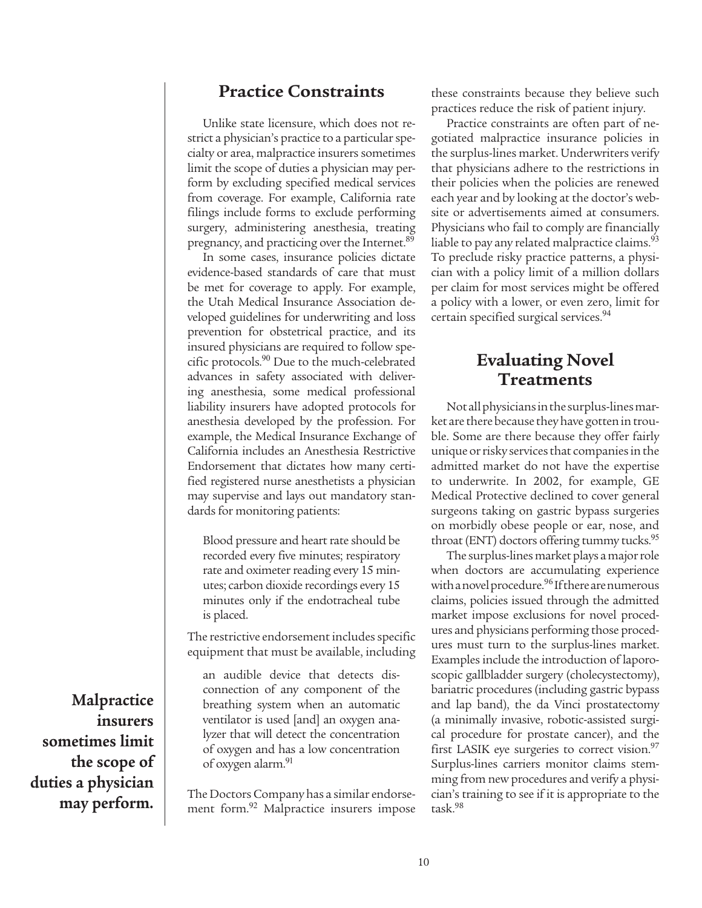## Practice Constraints

Unlike state licensure, which does not restrict a physician's practice to a particular specialty or area, malpractice insurers sometimes limit the scope of duties a physician may perform by excluding specified medical services from coverage. For example, California rate filings include forms to exclude performing surgery, administering anesthesia, treating pregnancy, and practicing over the Internet.[89]

In some cases, insurance policies dictate evidence-based standards of care that must be met for coverage to apply. For example, the Utah Medical Insurance Association developed guidelines for underwriting and loss prevention for obstetrical practice, and its insured physicians are required to follow specific protocols.[90] Due to the much-celebrated advances in safety associated with delivering anesthesia, some medical professional liability insurers have adopted protocols for anesthesia developed by the profession. For example, the Medical Insurance Exchange of California includes an Anesthesia Restrictive Endorsement that dictates how many certified registered nurse anesthetists a physician may supervise and lays out mandatory standards for monitoring patients:

> Blood pressure and heart rate should be recorded every five minutes; respiratory rate and oximeter reading every 15 minutes; carbon dioxide recordings every 15 minutes only if the endotracheal tube is placed.

The restrictive endorsement includes specific equipment that must be available, including

> an audible device that detects disconnection of any component of the breathing system when an automatic ventilator is used [and] an oxygen analyzer that will detect the concentration of oxygen and has a low concentration of oxygen alarm.[91]

The Doctors Company has a similar endorsement form.[92] Malpractice insurers impose these constraints because they believe such practices reduce the risk of patient injury.

Practice constraints are often part of negotiated malpractice insurance policies in the surplus-lines market. Underwriters verify that physicians adhere to the restrictions in their policies when the policies are renewed each year and by looking at the doctor's website or advertisements aimed at consumers. Physicians who fail to comply are financially liable to pay any related malpractice claims.[93] To preclude risky practice patterns, a physician with a policy limit of a million dollars per claim for most services might be offered a policy with a lower, or even zero, limit for certain specified surgical services.[94]

**Malpractice insurers sometimes limit the scope of duties a physician may perform.**

## Evaluating Novel Treatments

Not all physicians in the surplus-lines market are there because they have gotten in trouble. Some are there because they offer fairly unique or risky services that companies in the admitted market do not have the expertise to underwrite. In 2002, for example, GE Medical Protective declined to cover general surgeons taking on gastric bypass surgeries on morbidly obese people or ear, nose, and throat (ENT) doctors offering tummy tucks.[95]

The surplus-lines market plays a major role when doctors are accumulating experience with a novel procedure.[96] If there are numerous claims, policies issued through the admitted market impose exclusions for novel procedures and physicians performing those procedures must turn to the surplus-lines market. Examples include the introduction of laporoscopic gallbladder surgery (cholecystectomy), bariatric procedures (including gastric bypass and lap band), the da Vinci prostatectomy (a minimally invasive, robotic-assisted surgical procedure for prostate cancer), and the first LASIK eye surgeries to correct vision.[97] Surplus-lines carriers monitor claims stemming from new procedures and verify a physician's training to see if it is appropriate to the task.[98]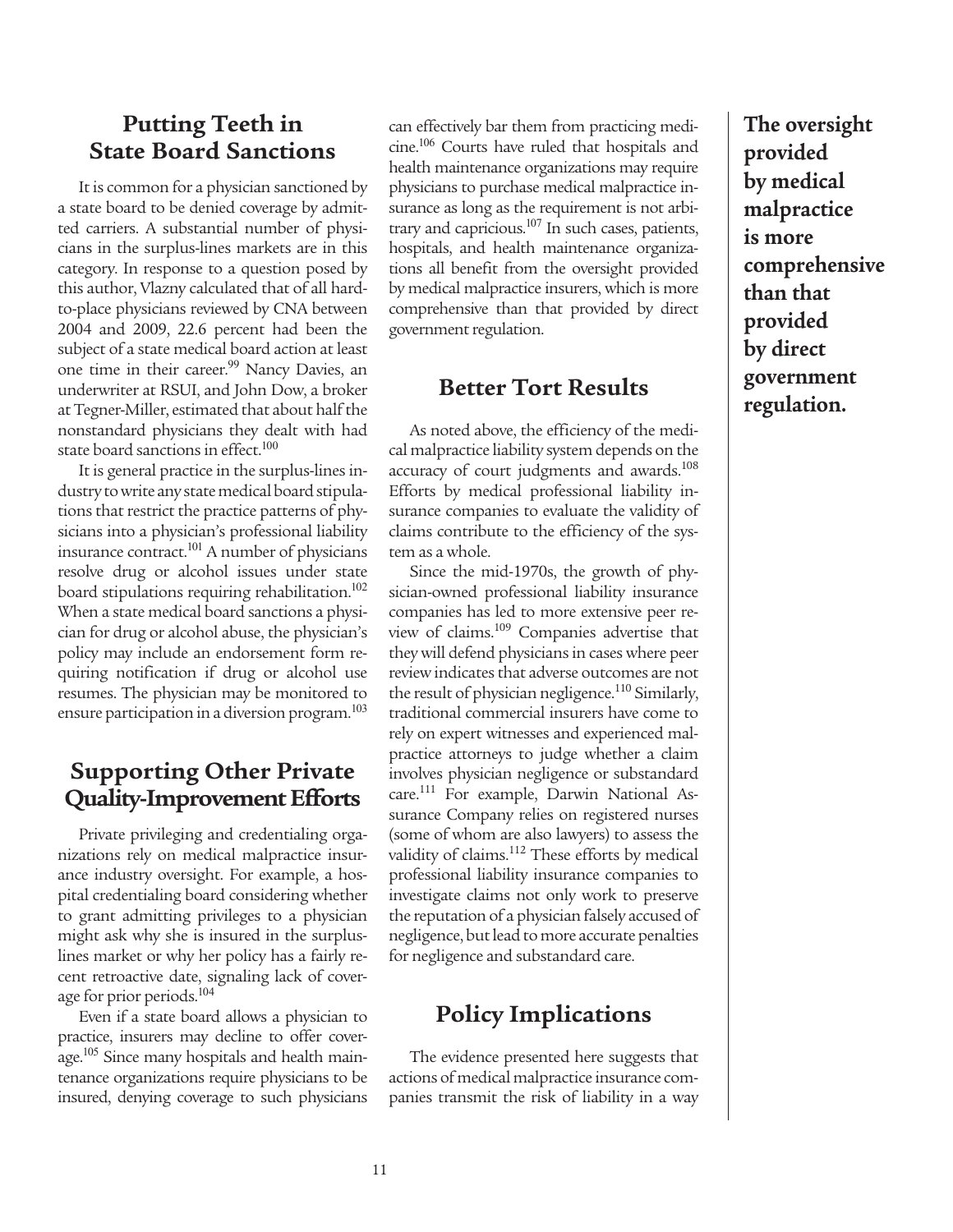## Putting Teeth in State Board Sanctions

It is common for a physician sanctioned by a state board to be denied coverage by admitted carriers. A substantial number of physicians in the surplus-lines markets are in this category. In response to a question posed by this author, Vlazny calculated that of all hard-to-place physicians reviewed by CNA between 2004 and 2009, 22.6 percent had been the subject of a state medical board action at least one time in their career.[99] Nancy Davies, an underwriter at RSUI, and John Dow, a broker at Tegner-Miller, estimated that about half the nonstandard physicians they dealt with had state board sanctions in effect.[100]

It is general practice in the surplus-lines industry to write any state medical board stipulations that restrict the practice patterns of physicians into a physician's professional liability insurance contract.[101] A number of physicians resolve drug or alcohol issues under state board stipulations requiring rehabilitation.[102] When a state medical board sanctions a physician for drug or alcohol abuse, the physician's policy may include an endorsement form requiring notification if drug or alcohol use resumes. The physician may be monitored to ensure participation in a diversion program.[103]

## Supporting Other Private Quality-Improvement Efforts

Private privileging and credentialing organizations rely on medical malpractice insurance industry oversight. For example, a hospital credentialing board considering whether to grant admitting privileges to a physician might ask why she is insured in the surplus-lines market or why her policy has a fairly recent retroactive date, signaling lack of coverage for prior periods.[104]

Even if a state board allows a physician to practice, insurers may decline to offer coverage.[105] Since many hospitals and health maintenance organizations require physicians to be insured, denying coverage to such physicians can effectively bar them from practicing medicine.[106] Courts have ruled that hospitals and health maintenance organizations may require physicians to purchase medical malpractice insurance as long as the requirement is not arbitrary and capricious.[107] In such cases, patients, hospitals, and health maintenance organizations all benefit from the oversight provided by medical malpractice insurers, which is more comprehensive than that provided by direct government regulation.

**The oversight provided by medical malpractice is more comprehensive than that provided by direct government regulation.**

## Better Tort Results

As noted above, the efficiency of the medical malpractice liability system depends on the accuracy of court judgments and awards.[108] Efforts by medical professional liability insurance companies to evaluate the validity of claims contribute to the efficiency of the system as a whole.

Since the mid-1970s, the growth of physician-owned professional liability insurance companies has led to more extensive peer review of claims.[109] Companies advertise that they will defend physicians in cases where peer review indicates that adverse outcomes are not the result of physician negligence.[110] Similarly, traditional commercial insurers have come to rely on expert witnesses and experienced malpractice attorneys to judge whether a claim involves physician negligence or substandard care.[111] For example, Darwin National Assurance Company relies on registered nurses (some of whom are also lawyers) to assess the validity of claims.[112] These efforts by medical professional liability insurance companies to investigate claims not only work to preserve the reputation of a physician falsely accused of negligence, but lead to more accurate penalties for negligence and substandard care.

## Policy Implications

The evidence presented here suggests that actions of medical malpractice insurance companies transmit the risk of liability in a way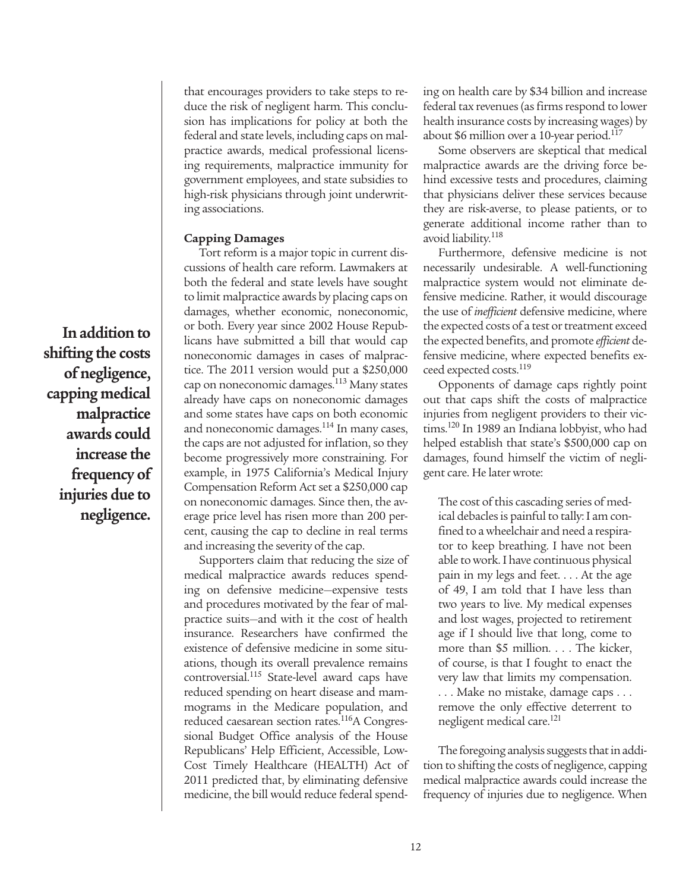that encourages providers to take steps to reduce the risk of negligent harm. This conclusion has implications for policy at both the federal and state levels, including caps on malpractice awards, medical professional licensing requirements, malpractice immunity for government employees, and state subsidies to high-risk physicians through joint underwriting associations.

**In addition to shifting the costs of negligence, capping medical malpractice awards could increase the frequency of injuries due to negligence.**

### Capping Damages

Tort reform is a major topic in current discussions of health care reform. Lawmakers at both the federal and state levels have sought to limit malpractice awards by placing caps on damages, whether economic, noneconomic, or both. Every year since 2002 House Republicans have submitted a bill that would cap noneconomic damages in cases of malpractice. The 2011 version would put a $250,000 cap on noneconomic damages.[113] Many states already have caps on noneconomic damages and some states have caps on both economic and noneconomic damages.[114] In many cases, the caps are not adjusted for inflation, so they become progressively more constraining. For example, in 1975 California's Medical Injury Compensation Reform Act set a $250,000 cap on noneconomic damages. Since then, the average price level has risen more than 200 percent, causing the cap to decline in real terms and increasing the severity of the cap.

Supporters claim that reducing the size of medical malpractice awards reduces spending on defensive medicine—expensive tests and procedures motivated by the fear of malpractice suits—and with it the cost of health insurance. Researchers have confirmed the existence of defensive medicine in some situations, though its overall prevalence remains controversial.[115] State-level award caps have reduced spending on heart disease and mammograms in the Medicare population, and reduced caesarean section rates.[116] A Congressional Budget Office analysis of the House Republicans' Help Efficient, Accessible, Low-Cost Timely Healthcare (HEALTH) Act of 2011 predicted that, by eliminating defensive medicine, the bill would reduce federal spending on health care by $34 billion and increase federal tax revenues (as firms respond to lower health insurance costs by increasing wages) by about $6 million over a 10-year period.[117]

Some observers are skeptical that medical malpractice awards are the driving force behind excessive tests and procedures, claiming that physicians deliver these services because they are risk-averse, to please patients, or to generate additional income rather than to avoid liability.[118]

Furthermore, defensive medicine is not necessarily undesirable. A well-functioning malpractice system would not eliminate defensive medicine. Rather, it would discourage the use of *inefficient* defensive medicine, where the expected costs of a test or treatment exceed the expected benefits, and promote *efficient* defensive medicine, where expected benefits exceed expected costs.[119]

Opponents of damage caps rightly point out that caps shift the costs of malpractice injuries from negligent providers to their victims.[120] In 1989 an Indiana lobbyist, who had helped establish that state's $500,000 cap on damages, found himself the victim of negligent care. He later wrote:

> The cost of this cascading series of medical debacles is painful to tally: I am confined to a wheelchair and need a respirator to keep breathing. I have not been able to work. I have continuous physical pain in my legs and feet. . . . At the age of 49, I am told that I have less than two years to live. My medical expenses and lost wages, projected to retirement age if I should live that long, come to more than $5 million. . . . The kicker, of course, is that I fought to enact the very law that limits my compensation. . . . Make no mistake, damage caps . . . remove the only effective deterrent to negligent medical care.[121]

The foregoing analysis suggests that in addition to shifting the costs of negligence, capping medical malpractice awards could increase the frequency of injuries due to negligence. When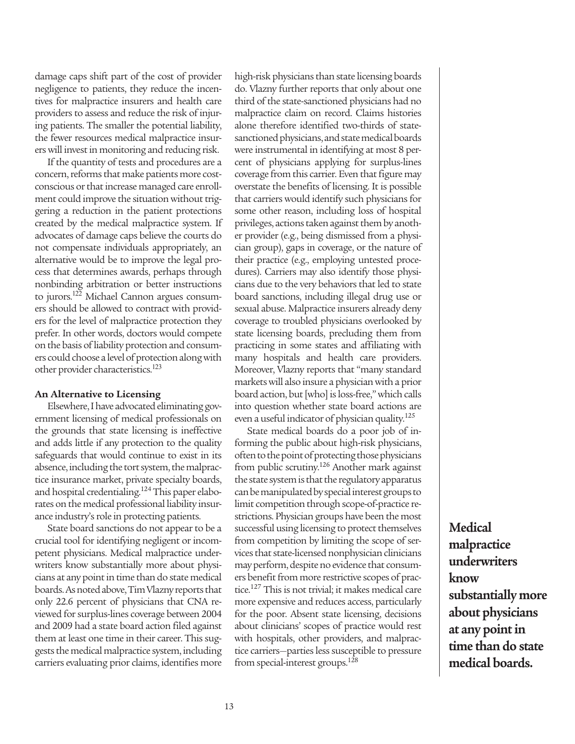damage caps shift part of the cost of provider negligence to patients, they reduce the incentives for malpractice insurers and health care providers to assess and reduce the risk of injuring patients. The smaller the potential liability, the fewer resources medical malpractice insurers will invest in monitoring and reducing risk.

If the quantity of tests and procedures are a concern, reforms that make patients more cost-conscious or that increase managed care enrollment could improve the situation without triggering a reduction in the patient protections created by the medical malpractice system. If advocates of damage caps believe the courts do not compensate individuals appropriately, an alternative would be to improve the legal process that determines awards, perhaps through nonbinding arbitration or better instructions to jurors.[122] Michael Cannon argues consumers should be allowed to contract with providers for the level of malpractice protection they prefer. In other words, doctors would compete on the basis of liability protection and consumers could choose a level of protection along with other provider characteristics.[123]

**An Alternative to Licensing**

Elsewhere, I have advocated eliminating government licensing of medical professionals on the grounds that state licensing is ineffective and adds little if any protection to the quality safeguards that would continue to exist in its absence, including the tort system, the malpractice insurance market, private specialty boards, and hospital credentialing.[124] This paper elaborates on the medical professional liability insurance industry's role in protecting patients.

State board sanctions do not appear to be a crucial tool for identifying negligent or incompetent physicians. Medical malpractice underwriters know substantially more about physicians at any point in time than do state medical boards. As noted above, Tim Vlazny reports that only 22.6 percent of physicians that CNA reviewed for surplus-lines coverage between 2004 and 2009 had a state board action filed against them at least one time in their career. This suggests the medical malpractice system, including carriers evaluating prior claims, identifies more high-risk physicians than state licensing boards do. Vlazny further reports that only about one third of the state-sanctioned physicians had no malpractice claim on record. Claims histories alone therefore identified two-thirds of state-sanctioned physicians, and state medical boards were instrumental in identifying at most 8 percent of physicians applying for surplus-lines coverage from this carrier. Even that figure may overstate the benefits of licensing. It is possible that carriers would identify such physicians for some other reason, including loss of hospital privileges, actions taken against them by another provider (e.g., being dismissed from a physician group), gaps in coverage, or the nature of their practice (e.g., employing untested procedures). Carriers may also identify those physicians due to the very behaviors that led to state board sanctions, including illegal drug use or sexual abuse. Malpractice insurers already deny coverage to troubled physicians overlooked by state licensing boards, precluding them from practicing in some states and affiliating with many hospitals and health care providers. Moreover, Vlazny reports that "many standard markets will also insure a physician with a prior board action, but [who] is loss-free," which calls into question whether state board actions are even a useful indicator of physician quality.[125]

State medical boards do a poor job of informing the public about high-risk physicians, often to the point of protecting those physicians from public scrutiny.[126] Another mark against the state system is that the regulatory apparatus can be manipulated by special interest groups to limit competition through scope-of-practice restrictions. Physician groups have been the most successful using licensing to protect themselves from competition by limiting the scope of services that state-licensed nonphysician clinicians may perform, despite no evidence that consumers benefit from more restrictive scopes of practice.[127] This is not trivial; it makes medical care more expensive and reduces access, particularly for the poor. Absent state licensing, decisions about clinicians' scopes of practice would rest with hospitals, other providers, and malpractice carriers—parties less susceptible to pressure from special-interest groups.[128]

**Medical malpractice underwriters know substantially more about physicians at any point in time than do state medical boards.**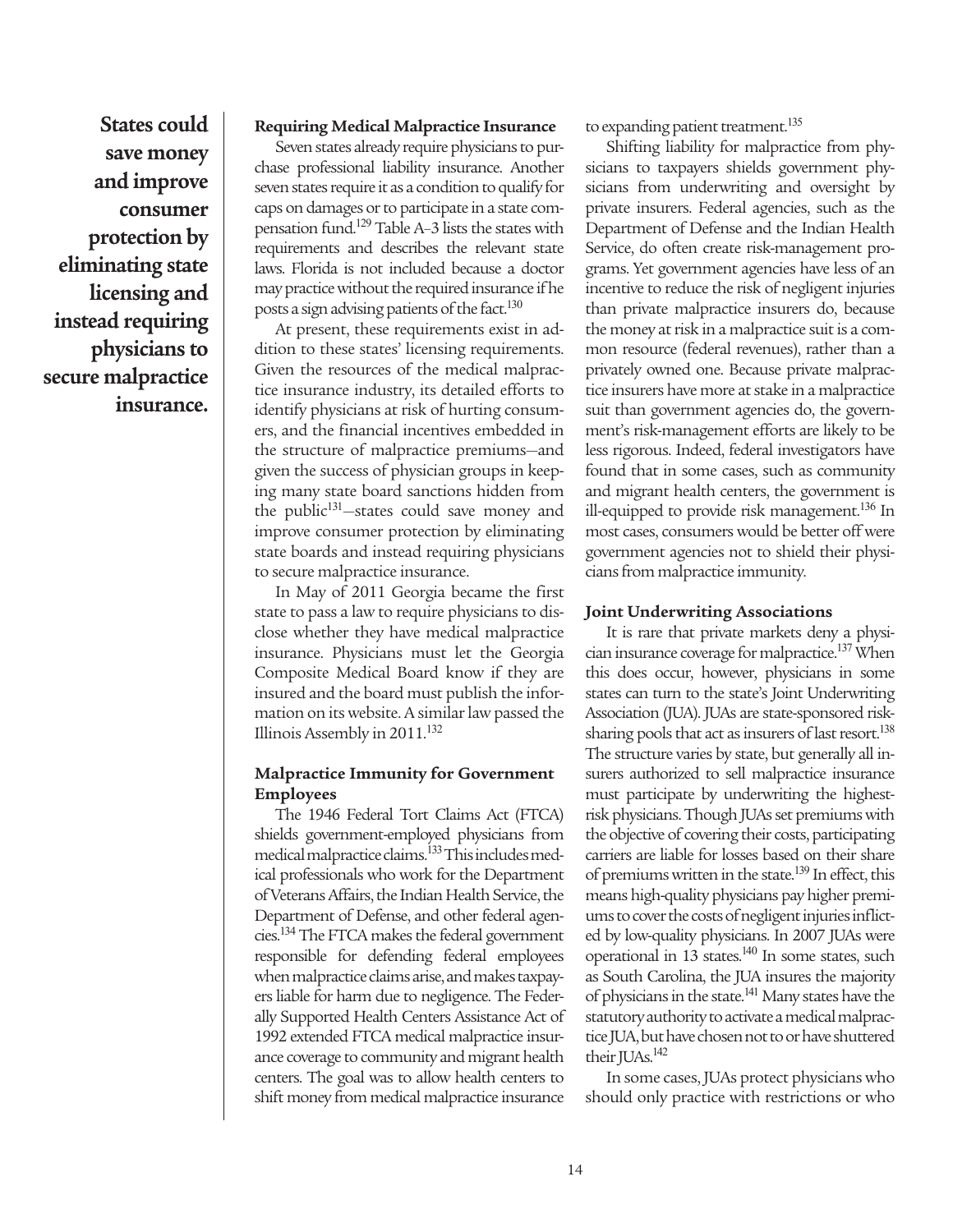**States could save money and improve consumer protection by eliminating state licensing and instead requiring physicians to secure malpractice insurance.**

### Requiring Medical Malpractice Insurance

Seven states already require physicians to purchase professional liability insurance. Another seven states require it as a condition to qualify for caps on damages or to participate in a state compensation fund.[129] Table A–3 lists the states with requirements and describes the relevant state laws. Florida is not included because a doctor may practice without the required insurance if he posts a sign advising patients of the fact.[130]

At present, these requirements exist in addition to these states' licensing requirements. Given the resources of the medical malpractice insurance industry, its detailed efforts to identify physicians at risk of hurting consumers, and the financial incentives embedded in the structure of malpractice premiums—and given the success of physician groups in keeping many state board sanctions hidden from the public[131]—states could save money and improve consumer protection by eliminating state boards and instead requiring physicians to secure malpractice insurance.

In May of 2011 Georgia became the first state to pass a law to require physicians to disclose whether they have medical malpractice insurance. Physicians must let the Georgia Composite Medical Board know if they are insured and the board must publish the information on its website. A similar law passed the Illinois Assembly in 2011.[132]

### Malpractice Immunity for Government Employees

The 1946 Federal Tort Claims Act (FTCA) shields government-employed physicians from medical malpractice claims.[133] This includes medical professionals who work for the Department of Veterans Affairs, the Indian Health Service, the Department of Defense, and other federal agencies.[134] The FTCA makes the federal government responsible for defending federal employees when malpractice claims arise, and makes taxpayers liable for harm due to negligence. The Federally Supported Health Centers Assistance Act of 1992 extended FTCA medical malpractice insurance coverage to community and migrant health centers. The goal was to allow health centers to shift money from medical malpractice insurance to expanding patient treatment.[135]

Shifting liability for malpractice from physicians to taxpayers shields government physicians from underwriting and oversight by private insurers. Federal agencies, such as the Department of Defense and the Indian Health Service, do often create risk-management programs. Yet government agencies have less of an incentive to reduce the risk of negligent injuries than private malpractice insurers do, because the money at risk in a malpractice suit is a common resource (federal revenues), rather than a privately owned one. Because private malpractice insurers have more at stake in a malpractice suit than government agencies do, the government's risk-management efforts are likely to be less rigorous. Indeed, federal investigators have found that in some cases, such as community and migrant health centers, the government is ill-equipped to provide risk management.[136] In most cases, consumers would be better off were government agencies not to shield their physicians from malpractice immunity.

### Joint Underwriting Associations

It is rare that private markets deny a physician insurance coverage for malpractice.[137] When this does occur, however, physicians in some states can turn to the state's Joint Underwriting Association (JUA). JUAs are state-sponsored risk-sharing pools that act as insurers of last resort.[138] The structure varies by state, but generally all insurers authorized to sell malpractice insurance must participate by underwriting the highest-risk physicians. Though JUAs set premiums with the objective of covering their costs, participating carriers are liable for losses based on their share of premiums written in the state.[139] In effect, this means high-quality physicians pay higher premiums to cover the costs of negligent injuries inflicted by low-quality physicians. In 2007 JUAs were operational in 13 states.[140] In some states, such as South Carolina, the JUA insures the majority of physicians in the state.[141] Many states have the statutory authority to activate a medical malpractice JUA, but have chosen not to or have shuttered their JUAs.[142]

In some cases, JUAs protect physicians who should only practice with restrictions or who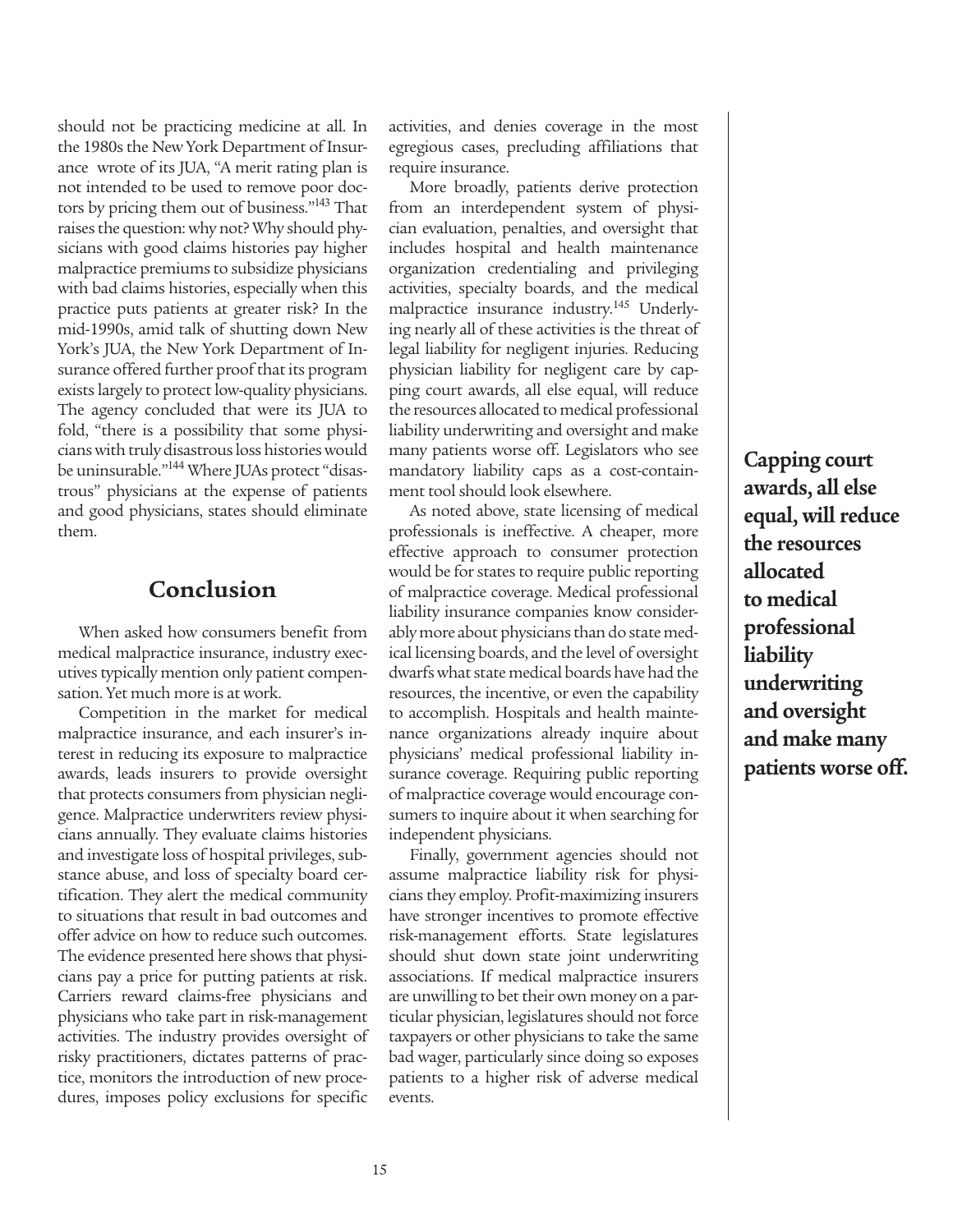should not be practicing medicine at all. In the 1980s the New York Department of Insurance wrote of its JUA, "A merit rating plan is not intended to be used to remove poor doctors by pricing them out of business."[143] That raises the question: why not? Why should physicians with good claims histories pay higher malpractice premiums to subsidize physicians with bad claims histories, especially when this practice puts patients at greater risk? In the mid-1990s, amid talk of shutting down New York's JUA, the New York Department of Insurance offered further proof that its program exists largely to protect low-quality physicians. The agency concluded that were its JUA to fold, "there is a possibility that some physicians with truly disastrous loss histories would be uninsurable."[144] Where JUAs protect "disastrous" physicians at the expense of patients and good physicians, states should eliminate them.

## Conclusion

When asked how consumers benefit from medical malpractice insurance, industry executives typically mention only patient compensation. Yet much more is at work.

Competition in the market for medical malpractice insurance, and each insurer's interest in reducing its exposure to malpractice awards, leads insurers to provide oversight that protects consumers from physician negligence. Malpractice underwriters review physicians annually. They evaluate claims histories and investigate loss of hospital privileges, substance abuse, and loss of specialty board certification. They alert the medical community to situations that result in bad outcomes and offer advice on how to reduce such outcomes. The evidence presented here shows that physicians pay a price for putting patients at risk. Carriers reward claims-free physicians and physicians who take part in risk-management activities. The industry provides oversight of risky practitioners, dictates patterns of practice, monitors the introduction of new procedures, imposes policy exclusions for specific activities, and denies coverage in the most egregious cases, precluding affiliations that require insurance.

More broadly, patients derive protection from an interdependent system of physician evaluation, penalties, and oversight that includes hospital and health maintenance organization credentialing and privileging activities, specialty boards, and the medical malpractice insurance industry.[145] Underlying nearly all of these activities is the threat of legal liability for negligent injuries. Reducing physician liability for negligent care by capping court awards, all else equal, will reduce the resources allocated to medical professional liability underwriting and oversight and make many patients worse off. Legislators who see mandatory liability caps as a cost-containment tool should look elsewhere.

As noted above, state licensing of medical professionals is ineffective. A cheaper, more effective approach to consumer protection would be for states to require public reporting of malpractice coverage. Medical professional liability insurance companies know considerably more about physicians than do state medical licensing boards, and the level of oversight dwarfs what state medical boards have had the resources, the incentive, or even the capability to accomplish. Hospitals and health maintenance organizations already inquire about physicians' medical professional liability insurance coverage. Requiring public reporting of malpractice coverage would encourage consumers to inquire about it when searching for independent physicians.

Finally, government agencies should not assume malpractice liability risk for physicians they employ. Profit-maximizing insurers have stronger incentives to promote effective risk-management efforts. State legislatures should shut down state joint underwriting associations. If medical malpractice insurers are unwilling to bet their own money on a particular physician, legislatures should not force taxpayers or other physicians to take the same bad wager, particularly since doing so exposes patients to a higher risk of adverse medical events.

**Capping court awards, all else equal, will reduce the resources allocated to medical professional liability underwriting and oversight and make many patients worse off.**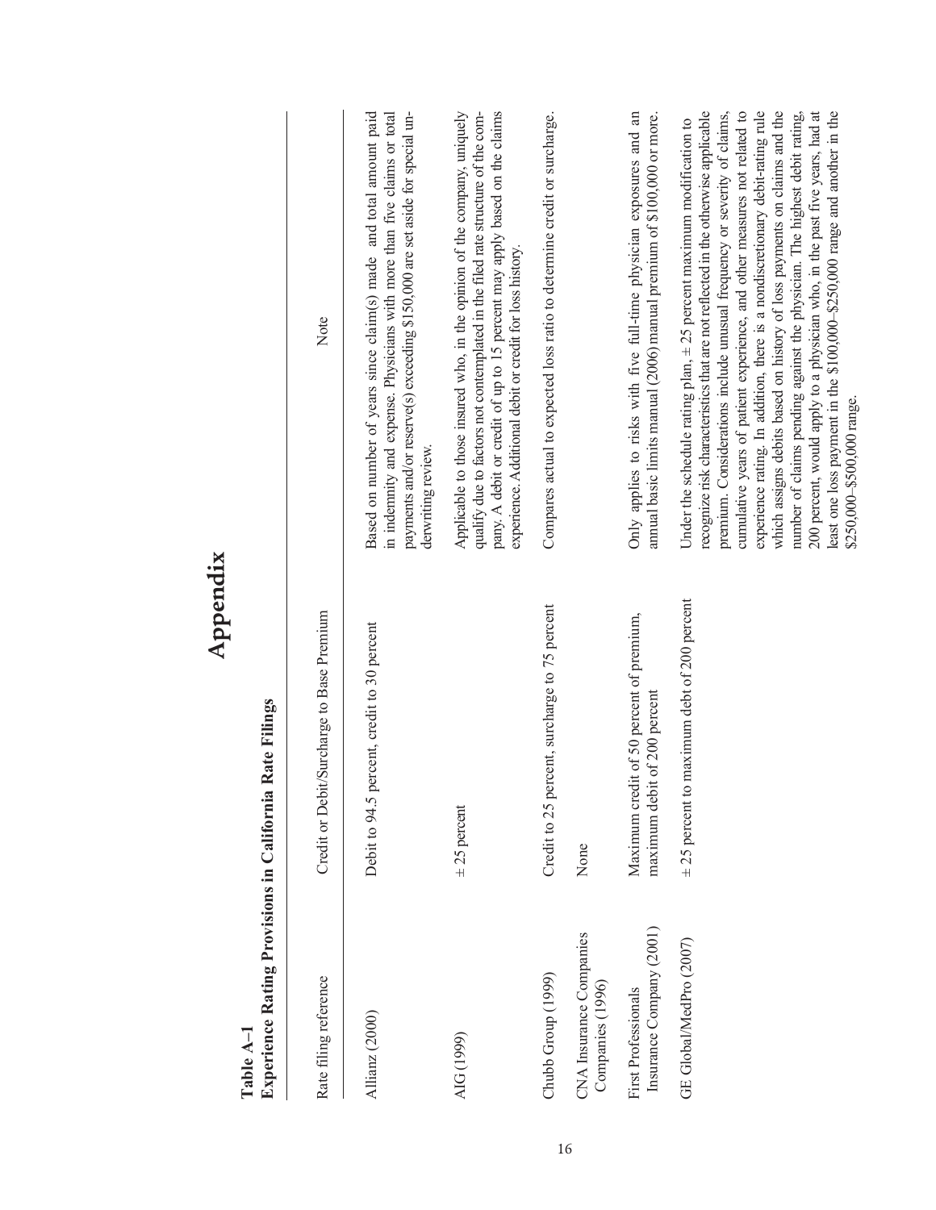# Appendix

**Table A–1**
**Experience Rating Provisions in California Rate Filings**

| Rate filing reference | Credit or Debit/Surcharge to Base Premium | Note |
|---|---|---|
| Allianz (2000) | Debit to 94.5 percent, credit to 30 percent | Based on number of years since claim(s) made and total amount paid in indemnity and expense. Physicians with more than five claims or total payments and/or reserve(s) exceeding $150,000 are set aside for special underwriting review. |
| AIG (1999) | ± 25 percent | Applicable to those insured who, in the opinion of the company, uniquely qualify due to factors not contemplated in the filed rate structure of the company. A debit or credit of up to 15 percent may apply based on the claims experience. Additional debit or credit for loss history. |
| Chubb Group (1999) | Credit to 25 percent, surcharge to 75 percent | Compares actual to expected loss ratio to determine credit or surcharge. |
| CNA Insurance Companies Companies (1996) | None | |
| First Professionals Insurance Company (2001) | Maximum credit of 50 percent of premium, maximum debit of 200 percent | Only applies to risks with five full-time physician exposures and an annual basic limits manual (2006) manual premium of $100,000 or more. |
| GE Global/MedPro (2007) | ± 25 percent to maximum debt of 200 percent | Under the schedule rating plan, ± 25 percent maximum modification to recognize risk characteristics that are not reflected in the otherwise applicable premium. Considerations include unusual frequency or severity of claims, cumulative years of patient experience, and other measures not related to experience rating. In addition, there is a nondiscretionary debit-rating rule which assigns debits based on history of loss payments on claims and the number of claims pending against the physician. The highest debit rating, 200 percent, would apply to a physician who, in the past five years, had at least one loss payment in the $100,000–$250,000 range and another in the $250,000–$500,000 range. |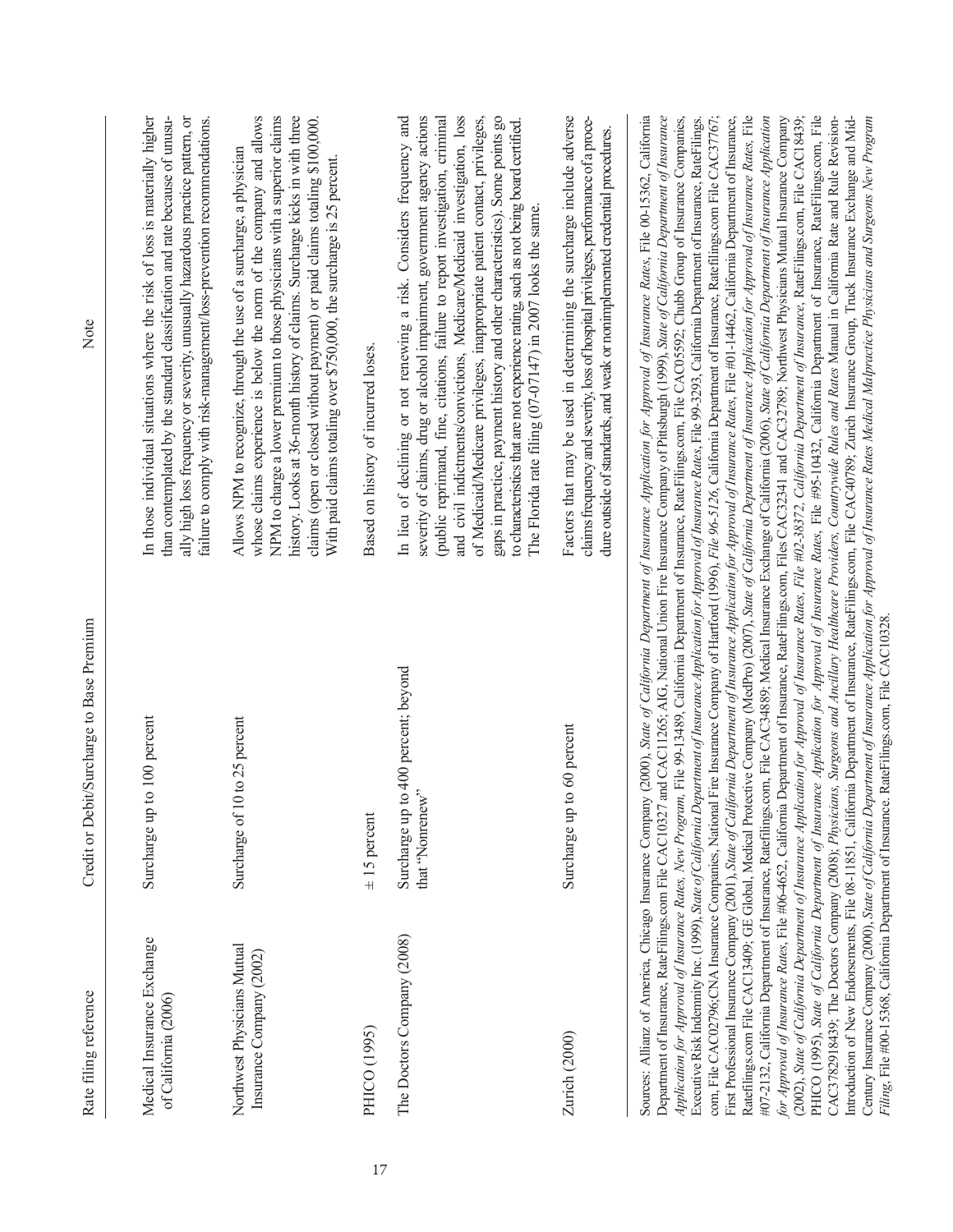| Rate filing reference | Credit or Debit/Surcharge to Base Premium | Note |
|---|---|---|
| Medical Insurance Exchange of California (2006) | Surcharge up to 100 percent | In those individual situations where the risk of loss is materially higher than contemplated by the standard classification and rate because of unusually high loss frequency or severity, unusually hazardous practice pattern, or failure to comply with risk-management/loss-prevention recommendations. |
| Northwest Physicians Mutual Insurance Company (2002) | Surcharge of 10 to 25 percent | Allows NPM to recognize, through the use of a surcharge, a physician whose claims experience is below the norm of the company and allows NPM to charge a lower premium to those physicians with a superior claims history. Looks at 36-month history of claims. Surcharge kicks in with three claims (open or closed without payment) or paid claims totaling $100,000. With paid claims totaling over $750,000, the surcharge is 25 percent. |
| PHICO (1995) | ± 15 percent | Based on history of incurred loses. |
| The Doctors Company (2008) | Surcharge up to 400 percent; beyond that "Nonrenew" | In lieu of declining or not renewing a risk. Considers frequency and severity of claims, drug or alcohol impairment, government agency actions (public reprimand, fine, citations, failure to report investigation, criminal and civil indictments/convictions, Medicare/Medicaid investigation, loss of Medicaid/Medicare privileges, inappropriate patient contact, privileges, gaps in practice, payment history and other characteristics). Some points go to characteristics that are not experience rating, such as not being board certified. The Florida rate filing (07-07147) in 2007 looks the same. |
| Zurich (2000) | Surcharge up to 60 percent | Factors that may be used in determining the surcharge include adverse claims frequency and severity, loss of hospital privileges, performance of a procedure outside of standards, and weak or nonimplemented credential procedures. |

Sources: Allianz of America, Chicago Insurance Company (2000), *State of California Department of Insurance Application for Approval of Insurance Rates*, File 00-15362, California Department of Insurance, RateFilings.com File CAC10327 and CAC11265; AIG, National Union Fire Insurance Company of Pittsburgh (1999), *State of California Department of Insurance Application for Approval of Insurance Rates, New Program*, File 99-13489, California Department of Insurance, RateFilings.com, File CAC05592; Chubb Group of Insurance Companies, Executive Risk Indemnity Inc. (1999), *State of California Department of Insurance Application for Approval of Insurance Rates*, File 99-3293, California Department of Insurance, RateFilings.com, File CAC02796;CNA Insurance Companies, National Fire Insurance Company of Hartford (1996), *File 96-5126*, California Department of Insurance, Ratefilings.com File CAC37767; First Professional Insurance Company (2001), *State of California Department of Insurance Application for Approval of Insurance Rates*, File #01-14462, California Department of Insurance, Ratefilings.com File CAC13409; GE Global, Medical Protective Company (MedPro) (2007), *State of California Department of Insurance Application for Approval of Insurance Rates*, File #07-2132, California Department of Insurance, Ratefilings.com, File CAC34889; Medical Insurance Exchange of California (2006), *State of California Department of Insurance Application for Approval of Insurance Rates*, File #06-4652, California Department of Insurance, RateFilings.com, Files CAC32341 and CAC32789; Northwest Physicians Mutual Insurance Company (2002), *State of California Department of Insurance Application for Approval of Insurance Rates, File #02-38372, California Department of Insurance*, RateFilings.com, File CAC18439; PHICO (1995), *State of California Department of Insurance Application for Approval of Insurance Rates*, File #95-10432, California Department of Insurance, RateFilings.com, File CAC378291843​9; The Doctors Company (2008); *Physicians, Surgeons and Ancillary Healthcare Providers, Countrywide Rules and Rates* Manual in California Rate and Rule Revision-Introduction of New Endorsements, File 08-11851, California Department of Insurance, RateFilings.com, File CAC40789; Zurich Insurance Group, Truck Insurance Exchange and Mid-Century Insurance Company (2000), *State of California Department of Insurance Application for Approval of Insurance Rates Medical Malpractice Physicians and Surgeons New Program Filing*, File #00-15368, California Department of Insurance. RateFilings.com, File CAC10328.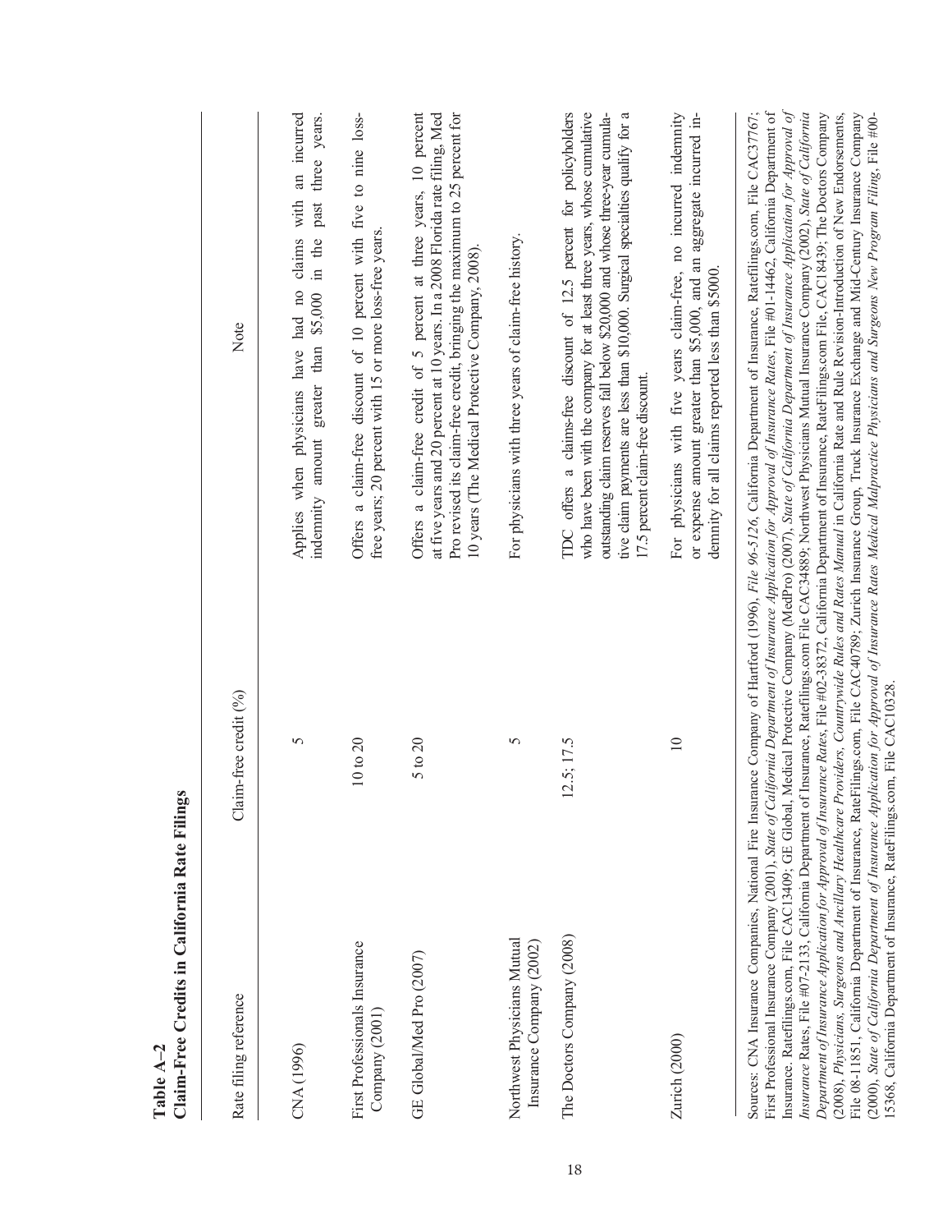**Table A–2**
**Claim-Free Credits in California Rate Filings**

| Rate filing reference | Claim-free credit (%) | Note |
|---|---|---|
| CNA (1996) | 5 | Applies when physicians have had no claims with an incurred indemnity amount greater than $5,000 in the past three years. |
| First Professionals Insurance Company (2001) | 10 to 20 | Offers a claim-free discount of 10 percent with five to nine loss-free years; 20 percent with 15 or more loss-free years. |
| GE Global/Med Pro (2007) | 5 to 20 | Offers a claim-free credit of 5 percent at three years, 10 percent at five years and 20 percent at 10 years. In a 2008 Florida rate filing, Med Pro revised its claim-free credit, bringing the maximum to 25 percent for 10 years (The Medical Protective Company, 2008). |
| Northwest Physicians Mutual Insurance Company (2002) | 5 | For physicians with three years of claim-free history. |
| The Doctors Company (2008) | 12.5; 17.5 | TDC offers a claims-free discount of 12.5 percent for policyholders who have been with the company for at least three years, whose cumulative outstanding claim reserves fall below $20,000 and whose three-year cumulative claim payments are less than $10,000. Surgical specialties qualify for a 17.5 percent claim-free discount. |
| Zurich (2000) | 10 | For physicians with five years claim-free, no incurred indemnity or expense amount greater than $5,000, and an aggregate incurred indemnity for all claims reported less than $5000. |

Sources: CNA Insurance Companies, National Fire Insurance Company of Hartford (1996), *File 96-5126*, California Department of Insurance, Ratefilings.com, File CAC37767; First Professional Insurance Company (2001), *State of California Department of Insurance Application for Approval of Insurance Rates*, File #01-14462, California Department of Insurance. Ratefilings.com, File CAC13409; GE Global, Medical Protective Company (MedPro) (2007), *State of California Department of Insurance Application for Approval of Insurance* Rates, File #07-2133, California Department of Insurance, Ratefilings.com File CAC34889; Northwest Physicians Mutual Insurance Company (2002), *State of California Department of Insurance Application for Approval of Insurance Rates*, File #02-38372, California Department of Insurance, RateFilings.com File, CAC18439; The Doctors Company (2008), *Physicians, Surgeons and Ancillary Healthcare Providers, Countrywide Rules and Rates Manual* in California Rate and Rule Revision-Introduction of New Endorsements, File 08-11851, California Department of Insurance, RateFilings.com, File CAC40789; Zurich Insurance Group, Truck Insurance Exchange and Mid-Century Insurance Company (2000), *State of California Department of Insurance Application for Approval of Insurance Rates Medical Malpractice Physicians and Surgeons New Program Filing*, File #00-15368, California Department of Insurance, RateFillings.com, File CAC10328.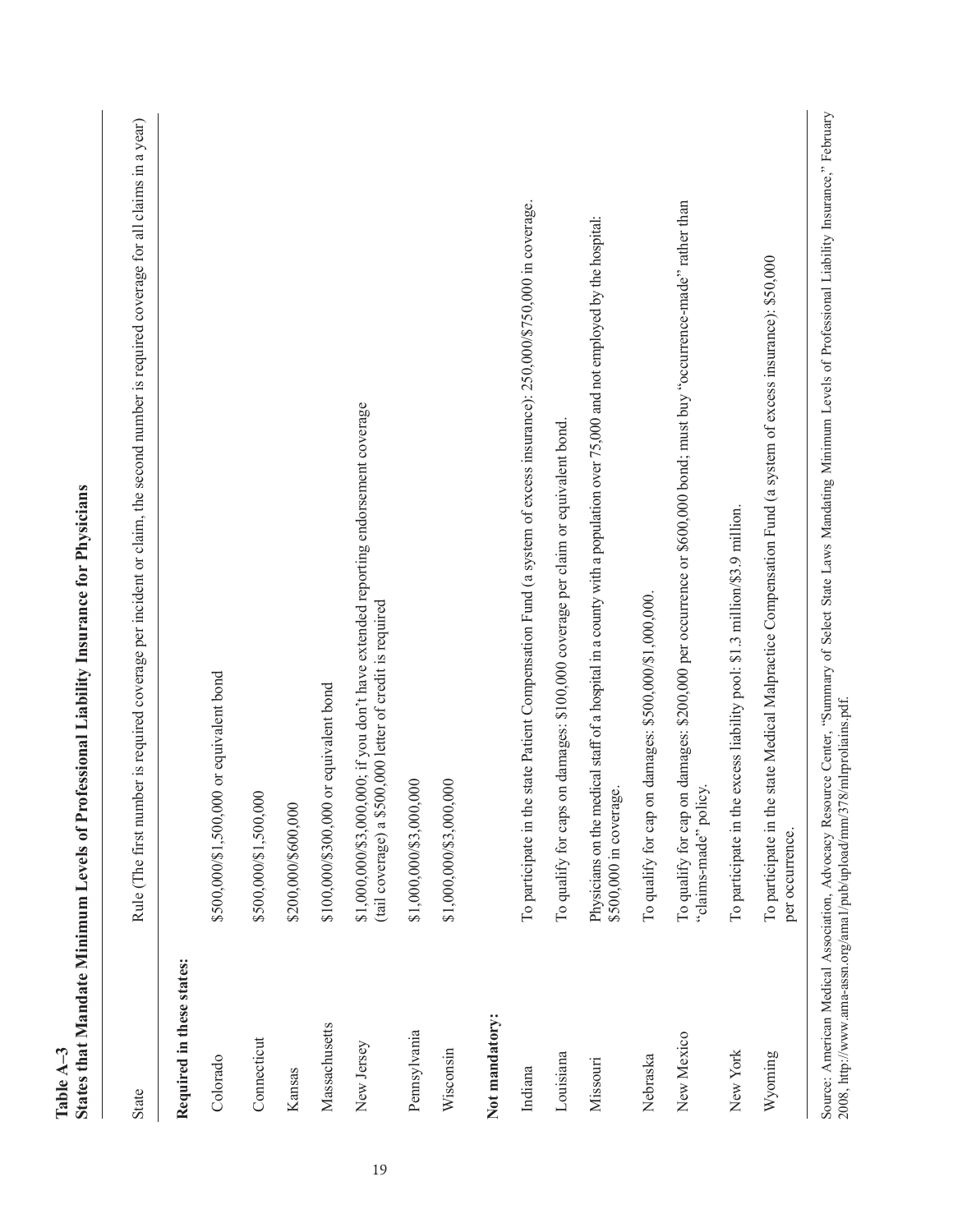**Table A–3**
**States that Mandate Minimum Levels of Professional Liability Insurance for Physicians**

| State | Rule (The first number is required coverage per incident or claim, the second number is required coverage for all claims in a year) |
|---|---|
| **Required in these states:** | |
| Colorado | $500,000/$1,500,000 or equivalent bond |
| Connecticut | $500,000/$1,500,000 |
| Kansas | $200,000/$600,000 |
| Massachusetts | $100,000/$300,000 or equivalent bond |
| New Jersey | $1,000,000/$3,000,000; if you don't have extended reporting endorsement coverage (tail coverage) a $500,000 letter of credit is required |
| Pennsylvania | $1,000,000/$3,000,000 |
| Wisconsin | $1,000,000/$3,000,000 |
| **Not mandatory:** | |
| Indiana | To participate in the state Patient Compensation Fund (a system of excess insurance): 250,000/$750,000 in coverage. |
| Louisiana | To qualify for caps on damages: $100,000 coverage per claim or equivalent bond. |
| Missouri | Physicians on the medical staff of a hospital in a county with a population over 75,000 and not employed by the hospital: $500,000 in coverage. |
| Nebraska | To qualify for cap on damages: $500,000/$1,000,000. |
| New Mexico | To qualify for cap on damages: $200,000 per occurrence or $600,000 bond; must buy "occurrence-made" rather than "claims-made" policy. |
| New York | To participate in the excess liability pool: $1.3 million/$3.9 million. |
| Wyoming | To participate in the state Medical Malpractice Compensation Fund (a system of excess insurance): $50,000 per occurrence. |

Source: American Medical Association, Advocacy Resource Center, "Summary of Select State Laws Mandating Minimum Levels of Professional Liability Insurance," February 2008, http://www.ama-assn.org/ama1/pub/upload/mm/378/mlrprolians.pdf.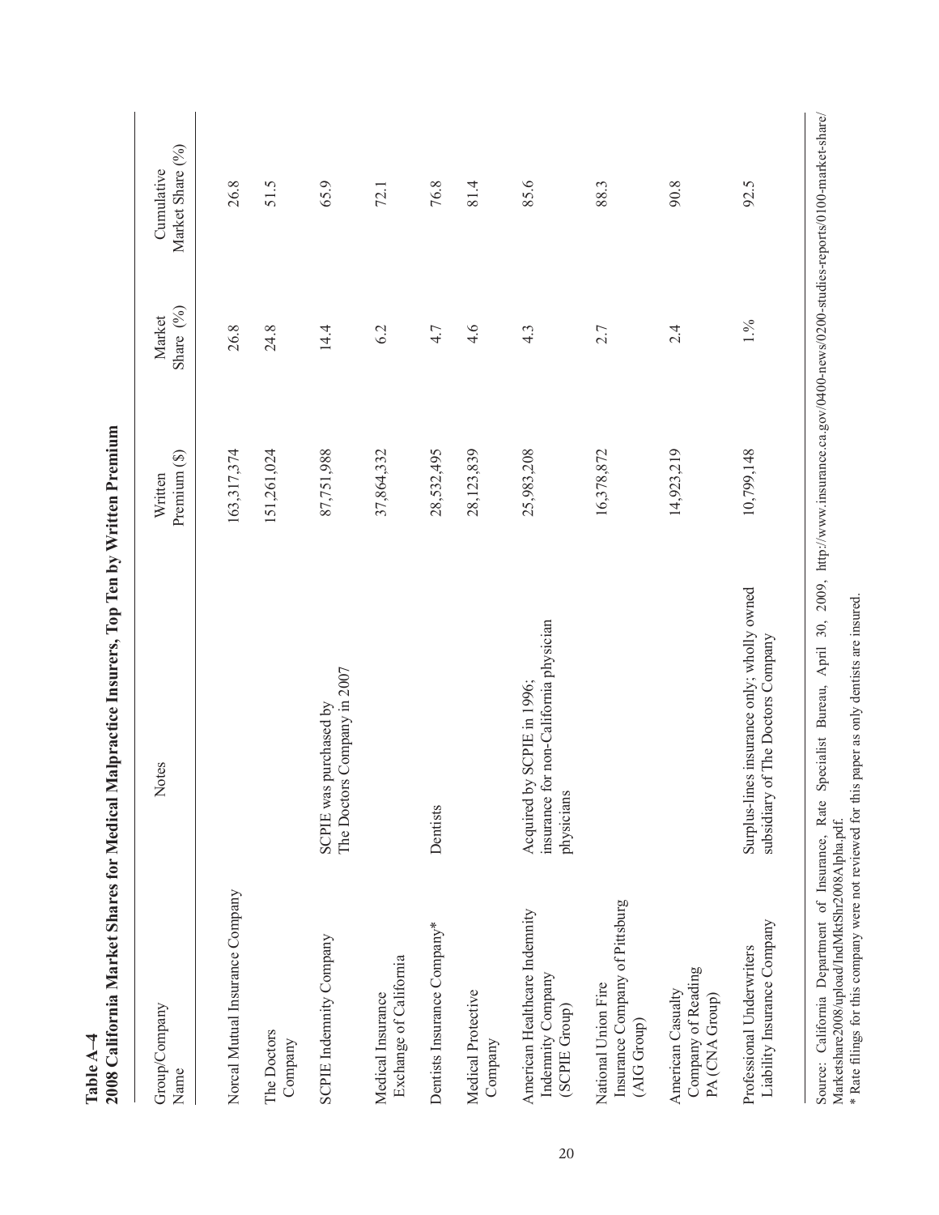**Table A–4**
**2008 California Market Shares for Medical Malpractice Insurers, Top Ten by Written Premium**

| Group/Company Name | Notes | Written Premium ($) | Market Share (%) | Cumulative Market Share (%) |
|---|---|---|---|---|
| Norcal Mutual Insurance Company | | 163,317,374 | 26.8 | 26.8 |
| The Doctors Company | | 151,261,024 | 24.8 | 51.5 |
| SCPIE Indemnity Company | SCPIE was purchased by The Doctors Company in 2007 | 87,751,988 | 14.4 | 65.9 |
| Medical Insurance Exchange of California | | 37,864,332 | 6.2 | 72.1 |
| Dentists Insurance Company* | Dentists | 28,532,495 | 4.7 | 76.8 |
| Medical Protective Company | | 28,123,839 | 4.6 | 81.4 |
| American Healthcare Indemnity Company (SCPIE Group) | Acquired by SCPIE in 1996; insurance for non-California physician physicians | 25,983,208 | 4.3 | 85.6 |
| National Union Fire Insurance Company of Pittsburg (AIG Group) | | 16,378,872 | 2.7 | 88.3 |
| American Casualty Company of Reading PA (CNA Group) | | 14,923,219 | 2.4 | 90.8 |
| Professional Underwriters Liability Insurance Company | Surplus-lines insurance only; wholly owned subsidiary of The Doctors Company | 10,799,148 | 1.% | 92.5 |

Source: California Department of Insurance, Rate Specialist Bureau, April 30, 2009, http://www.insurance.ca.gov/0400-news/0200-studies-reports/0100-market-share/Marketshare2008/upload/IndMktShr2008Alpha.pdf.
* Rate filings for this company were not reviewed for this paper as only dentists are insured.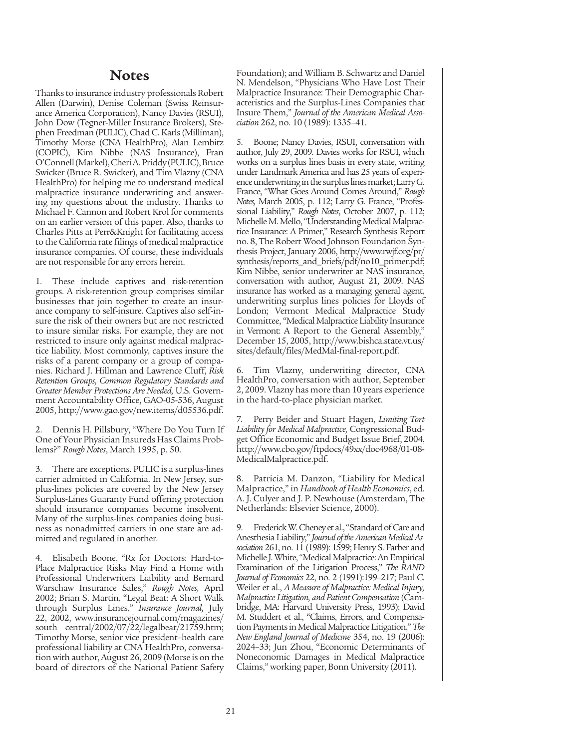## Notes

Thanks to insurance industry professionals Robert Allen (Darwin), Denise Coleman (Swiss Reinsurance America Corporation), Nancy Davies (RSUI), John Dow (Tegner-Miller Insurance Brokers), Stephen Freedman (PULIC), Chad C. Karls (Milliman), Timothy Morse (CNA HealthPro), Alan Lembitz (COPIC), Kim Nibbe (NAS Insurance), Fran O'Connell (Markel), Cheri A. Priddy (PULIC), Bruce Swicker (Bruce R. Swicker), and Tim Vlazny (CNA HealthPro) for helping me to understand medical malpractice insurance underwriting and answering my questions about the industry. Thanks to Michael F. Cannon and Robert Krol for comments on an earlier version of this paper. Also, thanks to Charles Pitts at Perr&Knight for facilitating access to the California rate filings of medical malpractice insurance companies. Of course, these individuals are not responsible for any errors herein.

1. These include captives and risk-retention groups. A risk-retention group comprises similar businesses that join together to create an insurance company to self-insure. Captives also self-insure the risk of their owners but are not restricted to insure similar risks. For example, they are not restricted to insure only against medical malpractice liability. Most commonly, captives insure the risks of a parent company or a group of companies. Richard J. Hillman and Lawrence Cluff, *Risk Retention Groups, Common Regulatory Standards and Greater Member Protections Are Needed,* U.S. Government Accountability Office, GAO-05-536, August 2005, http://www.gao.gov/new.items/d05536.pdf.

2. Dennis H. Pillsbury, "Where Do You Turn If One of Your Physician Insureds Has Claims Problems?" *Rough Notes*, March 1995, p. 50.

3. There are exceptions. PULIC is a surplus-lines carrier admitted in California. In New Jersey, surplus-lines policies are covered by the New Jersey Surplus-Lines Guaranty Fund offering protection should insurance companies become insolvent. Many of the surplus-lines companies doing business as nonadmitted carriers in one state are admitted and regulated in another.

4. Elisabeth Boone, "Rx for Doctors: Hard-to-Place Malpractice Risks May Find a Home with Professional Underwriters Liability and Bernard Warschaw Insurance Sales," *Rough Notes,* April 2002; Brian S. Martin, "Legal Beat: A Short Walk through Surplus Lines," *Insurance Journal,* July 22, 2002, www.insurancejournal.com/magazines/south central/2002/07/22/legalbeat/21759.htm; Timothy Morse, senior vice president–health care professional liability at CNA HealthPro, conversation with author, August 26, 2009 (Morse is on the board of directors of the National Patient Safety Foundation); and William B. Schwartz and Daniel N. Mendelson, "Physicians Who Have Lost Their Malpractice Insurance: Their Demographic Characteristics and the Surplus-Lines Companies that Insure Them," *Journal of the American Medical Association* 262, no. 10 (1989): 1335–41.

5. Boone; Nancy Davies, RSUI, conversation with author, July 29, 2009. Davies works for RSUI, which works on a surplus lines basis in every state, writing under Landmark America and has 25 years of experience underwriting in the surplus lines market; Larry G. France, "What Goes Around Comes Around," *Rough Notes,* March 2005, p. 112; Larry G. France, "Professional Liability," *Rough Notes*, October 2007, p. 112; Michelle M. Mello, "Understanding Medical Malpractice Insurance: A Primer," Research Synthesis Report no. 8, The Robert Wood Johnson Foundation Synthesis Project, January 2006, http://www.rwjf.org/pr/synthesis/reports_and_briefs/pdf/no10_primer.pdf; Kim Nibbe, senior underwriter at NAS insurance, conversation with author, August 21, 2009. NAS insurance has worked as a managing general agent, underwriting surplus lines policies for Lloyds of London; Vermont Medical Malpractice Study Committee, "Medical Malpractice Liability Insurance in Vermont: A Report to the General Assembly," December 15, 2005, http://www.bishca.state.vt.us/sites/default/files/MedMal-final-report.pdf.

6. Tim Vlazny, underwriting director, CNA HealthPro, conversation with author, September 2, 2009. Vlazny has more than 10 years experience in the hard-to-place physician market.

7. Perry Beider and Stuart Hagen, *Limiting Tort Liability for Medical Malpractice,* Congressional Budget Office Economic and Budget Issue Brief, 2004, http://www.cbo.gov/ftpdocs/49xx/doc4968/01-08-MedicalMalpractice.pdf.

8. Patricia M. Danzon, "Liability for Medical Malpractice," in *Handbook of Health Economics*, ed. A. J. Culyer and J. P. Newhouse (Amsterdam, The Netherlands: Elsevier Science, 2000).

9. Frederick W. Cheney et al., "Standard of Care and Anesthesia Liability," *Journal of the American Medical Association* 261, no. 11 (1989): 1599; Henry S. Farber and Michelle J. White, "Medical Malpractice: An Empirical Examination of the Litigation Process," *The RAND Journal of Economics* 22, no. 2 (1991):199–217; Paul C. Weiler et al., *A Measure of Malpractice: Medical Injury, Malpractice Litigation, and Patient Compensation* (Cambridge, MA: Harvard University Press, 1993); David M. Studdert et al., "Claims, Errors, and Compensation Payments in Medical Malpractice Litigation," *The New England Journal of Medicine* 354, no. 19 (2006): 2024–33; Jun Zhou, "Economic Determinants of Noneconomic Damages in Medical Malpractice Claims," working paper, Bonn University (2011).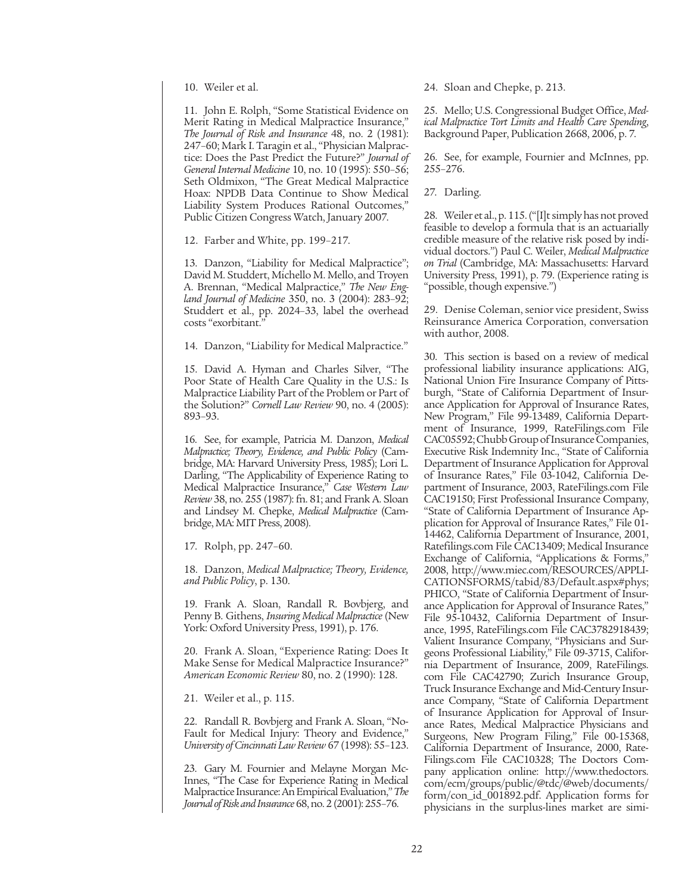10. Weiler et al.

11. John E. Rolph, "Some Statistical Evidence on Merit Rating in Medical Malpractice Insurance," *The Journal of Risk and Insurance* 48, no. 2 (1981): 247–60; Mark I. Taragin et al., "Physician Malpractice: Does the Past Predict the Future?" *Journal of General Internal Medicine* 10, no. 10 (1995): 550–56; Seth Oldmixon, "The Great Medical Malpractice Hoax: NPDB Data Continue to Show Medical Liability System Produces Rational Outcomes," Public Citizen Congress Watch, January 2007.

12. Farber and White, pp. 199–217.

13. Danzon, "Liability for Medical Malpractice"; David M. Studdert, Michello M. Mello, and Troyen A. Brennan, "Medical Malpractice," *The New England Journal of Medicine* 350, no. 3 (2004): 283–92; Studdert et al., pp. 2024–33, label the overhead costs "exorbitant."

14. Danzon, "Liability for Medical Malpractice."

15. David A. Hyman and Charles Silver, "The Poor State of Health Care Quality in the U.S.: Is Malpractice Liability Part of the Problem or Part of the Solution?" *Cornell Law Review* 90, no. 4 (2005): 893–93.

16. See, for example, Patricia M. Danzon, *Medical Malpractice; Theory, Evidence, and Public Policy* (Cambridge, MA: Harvard University Press, 1985); Lori L. Darling, "The Applicability of Experience Rating to Medical Malpractice Insurance," *Case Western Law Review* 38, no. 255 (1987): fn. 81; and Frank A. Sloan and Lindsey M. Chepke, *Medical Malpractice* (Cambridge, MA: MIT Press, 2008).

17. Rolph, pp. 247–60.

18. Danzon, *Medical Malpractice; Theory, Evidence, and Public Policy*, p. 130.

19. Frank A. Sloan, Randall R. Bovbjerg, and Penny B. Githens, *Insuring Medical Malpractice* (New York: Oxford University Press, 1991), p. 176.

20. Frank A. Sloan, "Experience Rating: Does It Make Sense for Medical Malpractice Insurance?" *American Economic Review* 80, no. 2 (1990): 128.

21. Weiler et al., p. 115.

22. Randall R. Bovbjerg and Frank A. Sloan, "No-Fault for Medical Injury: Theory and Evidence," *University of Cincinnati Law Review* 67 (1998): 55–123.

23. Gary M. Fournier and Melayne Morgan McInnes, "The Case for Experience Rating in Medical Malpractice Insurance: An Empirical Evaluation," *The Journal of Risk and Insurance* 68, no. 2 (2001): 255–76.

24. Sloan and Chepke, p. 213.

25. Mello; U.S. Congressional Budget Office, *Medical Malpractice Tort Limits and Health Care Spending*, Background Paper, Publication 2668, 2006, p. 7.

26. See, for example, Fournier and McInnes, pp. 255–276.

27. Darling.

28. Weiler et al., p. 115. ("[I]t simply has not proved feasible to develop a formula that is an actuarially credible measure of the relative risk posed by individual doctors.") Paul C. Weiler, *Medical Malpractice on Trial* (Cambridge, MA: Massachusetts: Harvard University Press, 1991), p. 79. (Experience rating is "possible, though expensive.")

29. Denise Coleman, senior vice president, Swiss Reinsurance America Corporation, conversation with author, 2008.

30. This section is based on a review of medical professional liability insurance applications: AIG, National Union Fire Insurance Company of Pittsburgh, "State of California Department of Insurance Application for Approval of Insurance Rates, New Program," File 99-13489, California Department of Insurance, 1999, RateFilings.com File CAC05592; Chubb Group of Insurance Companies, Executive Risk Indemnity Inc., "State of California Department of Insurance Application for Approval of Insurance Rates," File 03-1042, California Department of Insurance, 2003, RateFilings.com File CAC19150; First Professional Insurance Company, "State of California Department of Insurance Application for Approval of Insurance Rates," File 01-14462, California Department of Insurance, 2001, Ratefilings.com File CAC13409; Medical Insurance Exchange of California, "Applications & Forms," 2008, http://www.miec.com/RESOURCES/APPLICATIONSFORMS/tabid/83/Default.aspx#phys; PHICO, "State of California Department of Insurance Application for Approval of Insurance Rates," File 95-10432, California Department of Insurance, 1995, RateFilings.com File CAC3782918439; Valient Insurance Company, "Physicians and Surgeons Professional Liability," File 09-3715, California Department of Insurance, 2009, RateFilings.com File CAC42790; Zurich Insurance Group, Truck Insurance Exchange and Mid-Century Insurance Company, "State of California Department of Insurance Application for Approval of Insurance Rates, Medical Malpractice Physicians and Surgeons, New Program Filing," File 00-15368, California Department of Insurance, 2000, RateFilings.com File CAC10328; The Doctors Company application online: http://www.thedoctors.com/ecm/groups/public/@tdc/@web/documents/form/con_id_001892.pdf. Application forms for physicians in the surplus-lines market are simi-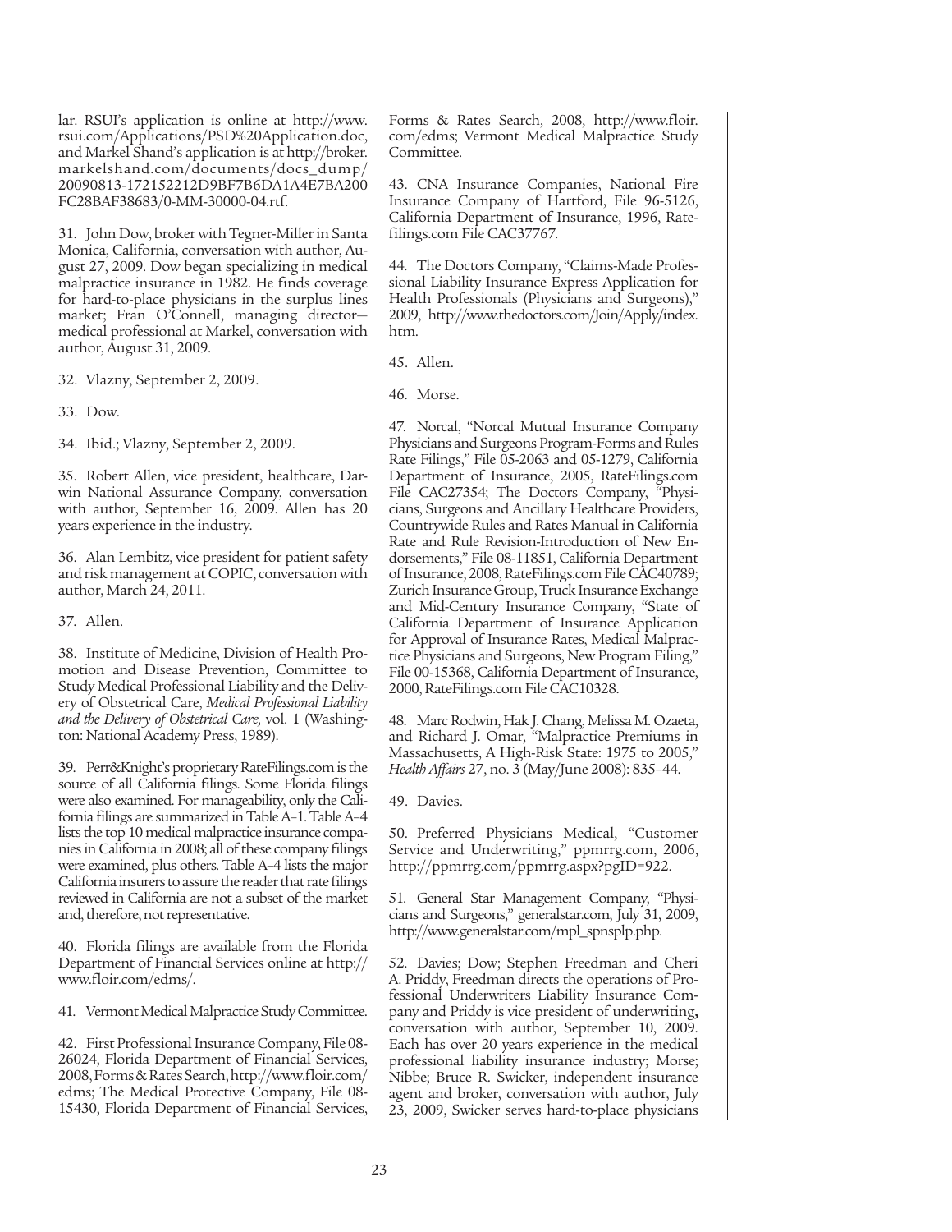lar. RSUI's application is online at http://www.rsui.com/Applications/PSD%20Application.doc, and Markel Shand's application is at http://broker.markelshand.com/documents/docs_dump/20090813-172152212D9BF7B6DA1A4E7BA200FC28BAF38683/0-MM-30000-04.rtf.

31. John Dow, broker with Tegner-Miller in Santa Monica, California, conversation with author, August 27, 2009. Dow began specializing in medical malpractice insurance in 1982. He finds coverage for hard-to-place physicians in the surplus lines market; Fran O'Connell, managing director—medical professional at Markel, conversation with author, August 31, 2009.

32. Vlazny, September 2, 2009.

33. Dow.

34. Ibid.; Vlazny, September 2, 2009.

35. Robert Allen, vice president, healthcare, Darwin National Assurance Company, conversation with author, September 16, 2009. Allen has 20 years experience in the industry.

36. Alan Lembitz, vice president for patient safety and risk management at COPIC, conversation with author, March 24, 2011.

37. Allen.

38. Institute of Medicine, Division of Health Promotion and Disease Prevention, Committee to Study Medical Professional Liability and the Delivery of Obstetrical Care, *Medical Professional Liability and the Delivery of Obstetrical Care,* vol. 1 (Washington: National Academy Press, 1989).

39. Perr&Knight's proprietary RateFilings.com is the source of all California filings. Some Florida filings were also examined. For manageability, only the California filings are summarized in Table A–1. Table A–4 lists the top 10 medical malpractice insurance companies in California in 2008; all of these company filings were examined, plus others. Table A–4 lists the major California insurers to assure the reader that rate filings reviewed in California are not a subset of the market and, therefore, not representative.

40. Florida filings are available from the Florida Department of Financial Services online at http://www.floir.com/edms/.

41. Vermont Medical Malpractice Study Committee.

42. First Professional Insurance Company, File 08-26024, Florida Department of Financial Services, 2008, Forms & Rates Search, http://www.floir.com/edms; The Medical Protective Company, File 08-15430, Florida Department of Financial Services, Forms & Rates Search, 2008, http://www.floir.com/edms; Vermont Medical Malpractice Study Committee.

43. CNA Insurance Companies, National Fire Insurance Company of Hartford, File 96-5126, California Department of Insurance, 1996, Ratefilings.com File CAC37767.

44. The Doctors Company, "Claims-Made Professional Liability Insurance Express Application for Health Professionals (Physicians and Surgeons)," 2009, http://www.thedoctors.com/Join/Apply/index.htm.

45. Allen.

46. Morse.

47. Norcal, "Norcal Mutual Insurance Company Physicians and Surgeons Program-Forms and Rules Rate Filings," File 05-2063 and 05-1279, California Department of Insurance, 2005, RateFilings.com File CAC27354; The Doctors Company, "Physicians, Surgeons and Ancillary Healthcare Providers, Countrywide Rules and Rates Manual in California Rate and Rule Revision-Introduction of New Endorsements," File 08-11851, California Department of Insurance, 2008, RateFilings.com File CAC40789; Zurich Insurance Group, Truck Insurance Exchange and Mid-Century Insurance Company, "State of California Department of Insurance Application for Approval of Insurance Rates, Medical Malpractice Physicians and Surgeons, New Program Filing," File 00-15368, California Department of Insurance, 2000, RateFilings.com File CAC10328.

48. Marc Rodwin, Hak J. Chang, Melissa M. Ozaeta, and Richard J. Omar, "Malpractice Premiums in Massachusetts, A High-Risk State: 1975 to 2005," *Health Affairs* 27, no. 3 (May/June 2008): 835–44.

49. Davies.

50. Preferred Physicians Medical, "Customer Service and Underwriting," ppmrrg.com, 2006, http://ppmrrg.com/ppmrrg.aspx?pgID=922.

51. General Star Management Company, "Physicians and Surgeons," generalstar.com, July 31, 2009, http://www.generalstar.com/mpl_spnsplp.php.

52. Davies; Dow; Stephen Freedman and Cheri A. Priddy, Freedman directs the operations of Professional Underwriters Liability Insurance Company and Priddy is vice president of underwriting**,** conversation with author, September 10, 2009. Each has over 20 years experience in the medical professional liability insurance industry; Morse; Nibbe; Bruce R. Swicker, independent insurance agent and broker, conversation with author, July 23, 2009, Swicker serves hard-to-place physicians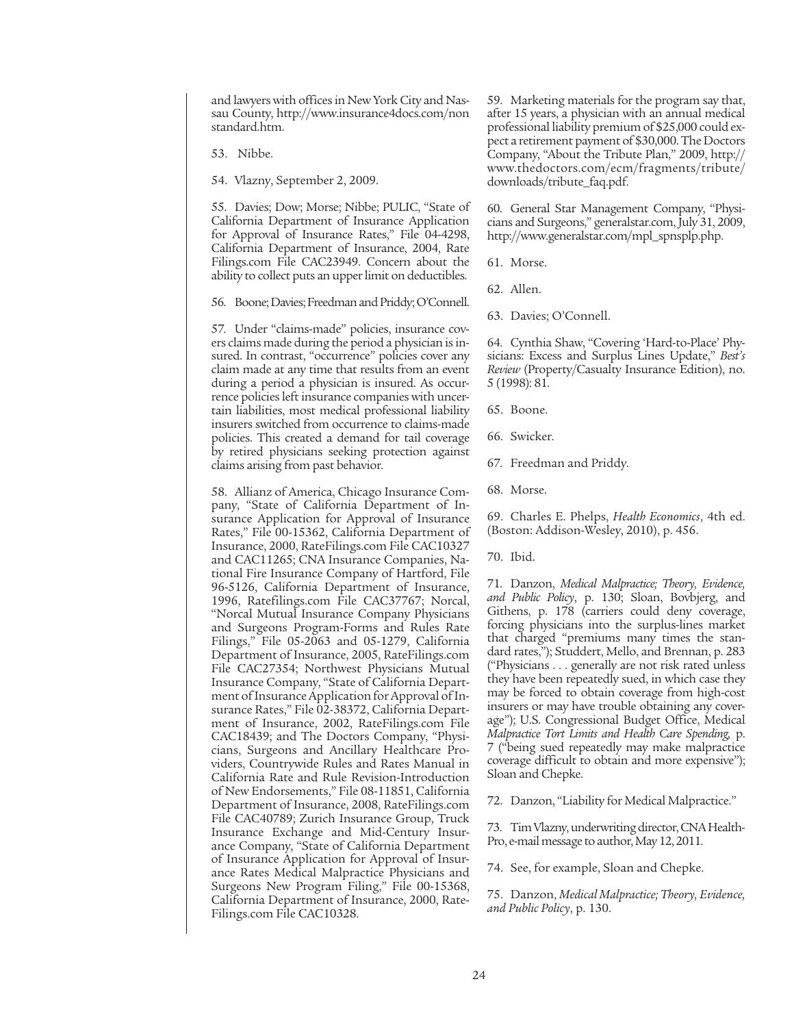and lawyers with offices in New York City and Nassau County, http://www.insurance4docs.com/nonstandard.htm.

53. Nibbe.

54. Vlazny, September 2, 2009.

55. Davies; Dow; Morse; Nibbe; PULIC, "State of California Department of Insurance Application for Approval of Insurance Rates," File 04-4298, California Department of Insurance, 2004, Rate Filings.com File CAC23949. Concern about the ability to collect puts an upper limit on deductibles.

56. Boone; Davies; Freedman and Priddy; O'Connell.

57. Under "claims-made" policies, insurance covers claims made during the period a physician is insured. In contrast, "occurrence" policies cover any claim made at any time that results from an event during a period a physician is insured. As occurrence policies left insurance companies with uncertain liabilities, most medical professional liability insurers switched from occurrence to claims-made policies. This created a demand for tail coverage by retired physicians seeking protection against claims arising from past behavior.

58. Allianz of America, Chicago Insurance Company, "State of California Department of Insurance Application for Approval of Insurance Rates," File 00-15362, California Department of Insurance, 2000, RateFilings.com File CAC10327 and CAC11265; CNA Insurance Companies, National Fire Insurance Company of Hartford, File 96-5126, California Department of Insurance, 1996, Ratefilings.com File CAC37767; Norcal, "Norcal Mutual Insurance Company Physicians and Surgeons Program-Forms and Rules Rate Filings," File 05-2063 and 05-1279, California Department of Insurance, 2005, RateFilings.com File CAC27354; Northwest Physicians Mutual Insurance Company, "State of California Department of Insurance Application for Approval of Insurance Rates," File 02-38372, California Department of Insurance, 2002, RateFilings.com File CAC18439; and The Doctors Company, "Physicians, Surgeons and Ancillary Healthcare Providers, Countrywide Rules and Rates Manual in California Rate and Rule Revision-Introduction of New Endorsements," File 08-11851, California Department of Insurance, 2008, RateFilings.com File CAC40789; Zurich Insurance Group, Truck Insurance Exchange and Mid-Century Insurance Company, "State of California Department of Insurance Application for Approval of Insurance Rates Medical Malpractice Physicians and Surgeons New Program Filing," File 00-15368, California Department of Insurance, 2000, RateFilings.com File CAC10328.

59. Marketing materials for the program say that, after 15 years, a physician with an annual medical professional liability premium of $25,000 could expect a retirement payment of $30,000. The Doctors Company, "About the Tribute Plan," 2009, http://www.thedoctors.com/ecm/fragments/tribute/downloads/tribute_faq.pdf.

60. General Star Management Company, "Physicians and Surgeons," generalstar.com, July 31, 2009, http://www.generalstar.com/mpl_spnsplp.php.

61. Morse.

62. Allen.

63. Davies; O'Connell.

64. Cynthia Shaw, "Covering 'Hard-to-Place' Physicians: Excess and Surplus Lines Update," *Best's Review* (Property/Casualty Insurance Edition), no. 5 (1998): 81.

65. Boone.

66. Swicker.

67. Freedman and Priddy.

68. Morse.

69. Charles E. Phelps, *Health Economics*, 4th ed. (Boston: Addison-Wesley, 2010), p. 456.

70. Ibid.

71. Danzon, *Medical Malpractice; Theory, Evidence, and Public Policy*, p. 130; Sloan, Bovbjerg, and Githens, p. 178 (carriers could deny coverage, forcing physicians into the surplus-lines market that charged "premiums many times the standard rates,"); Studdert, Mello, and Brennan, p. 283 ("Physicians . . . generally are not risk rated unless they have been repeatedly sued, in which case they may be forced to obtain coverage from high-cost insurers or may have trouble obtaining any coverage"); U.S. Congressional Budget Office, Medical *Malpractice Tort Limits and Health Care Spending,* p. 7 ("being sued repeatedly may make malpractice coverage difficult to obtain and more expensive"); Sloan and Chepke.

72. Danzon, "Liability for Medical Malpractice."

73. Tim Vlazny, underwriting director, CNA HealthPro, e-mail message to author, May 12, 2011.

74. See, for example, Sloan and Chepke.

75. Danzon, *Medical Malpractice; Theory, Evidence, and Public Policy*, p. 130.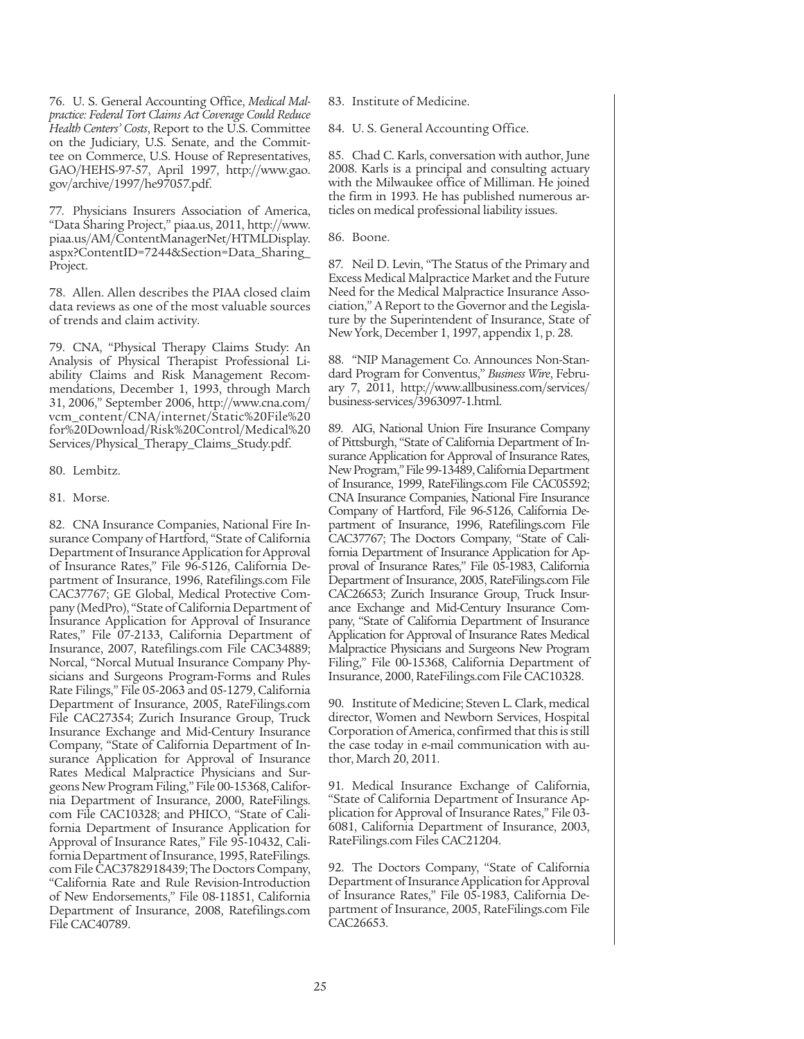76. U. S. General Accounting Office, *Medical Malpractice: Federal Tort Claims Act Coverage Could Reduce Health Centers' Costs*, Report to the U.S. Committee on the Judiciary, U.S. Senate, and the Committee on Commerce, U.S. House of Representatives, GAO/HEHS-97-57, April 1997, http://www.gao.gov/archive/1997/he97057.pdf.

77. Physicians Insurers Association of America, "Data Sharing Project," piaa.us, 2011, http://www.piaa.us/AM/ContentManagerNet/HTMLDisplay.aspx?ContentID=7244&Section=Data_Sharing_Project.

78. Allen. Allen describes the PIAA closed claim data reviews as one of the most valuable sources of trends and claim activity.

79. CNA, "Physical Therapy Claims Study: An Analysis of Physical Therapist Professional Liability Claims and Risk Management Recommendations, December 1, 1993, through March 31, 2006," September 2006, http://www.cna.com/vcm_content/CNA/internet/Static%20File%20for%20Download/Risk%20Control/Medical%20Services/Physical_Therapy_Claims_Study.pdf.

80. Lembitz.

81. Morse.

82. CNA Insurance Companies, National Fire Insurance Company of Hartford, "State of California Department of Insurance Application for Approval of Insurance Rates," File 96-5126, California Department of Insurance, 1996, Ratefilings.com File CAC37767; GE Global, Medical Protective Company (MedPro), "State of California Department of Insurance Application for Approval of Insurance Rates," File 07-2133, California Department of Insurance, 2007, Ratefilings.com File CAC34889; Norcal, "Norcal Mutual Insurance Company Physicians and Surgeons Program-Forms and Rules Rate Filings," File 05-2063 and 05-1279, California Department of Insurance, 2005, RateFilings.com File CAC27354; Zurich Insurance Group, Truck Insurance Exchange and Mid-Century Insurance Company, "State of California Department of Insurance Application for Approval of Insurance Rates Medical Malpractice Physicians and Surgeons New Program Filing," File 00-15368, California Department of Insurance, 2000, RateFilings.com File CAC10328; and PHICO, "State of California Department of Insurance Application for Approval of Insurance Rates," File 95-10432, California Department of Insurance, 1995, RateFilings.com File CAC3782918439; The Doctors Company, "California Rate and Rule Revision-Introduction of New Endorsements," File 08-11851, California Department of Insurance, 2008, Ratefilings.com File CAC40789.

83. Institute of Medicine.

84. U. S. General Accounting Office.

85. Chad C. Karls, conversation with author, June 2008. Karls is a principal and consulting actuary with the Milwaukee office of Milliman. He joined the firm in 1993. He has published numerous articles on medical professional liability issues.

86. Boone.

87. Neil D. Levin, "The Status of the Primary and Excess Medical Malpractice Market and the Future Need for the Medical Malpractice Insurance Association," A Report to the Governor and the Legislature by the Superintendent of Insurance, State of New York, December 1, 1997, appendix 1, p. 28.

88. "NIP Management Co. Announces Non-Standard Program for Conventus," *Business Wire*, February 7, 2011, http://www.allbusiness.com/services/business-services/3963097-1.html.

89. AIG, National Union Fire Insurance Company of Pittsburgh, "State of California Department of Insurance Application for Approval of Insurance Rates, New Program," File 99-13489, California Department of Insurance, 1999, RateFilings.com File CAC05592; CNA Insurance Companies, National Fire Insurance Company of Hartford, File 96-5126, California Department of Insurance, 1996, Ratefilings.com File CAC37767; The Doctors Company, "State of California Department of Insurance Application for Approval of Insurance Rates," File 05-1983, California Department of Insurance, 2005, RateFilings.com File CAC26653; Zurich Insurance Group, Truck Insurance Exchange and Mid-Century Insurance Company, "State of California Department of Insurance Application for Approval of Insurance Rates Medical Malpractice Physicians and Surgeons New Program Filing," File 00-15368, California Department of Insurance, 2000, RateFilings.com File CAC10328.

90. Institute of Medicine; Steven L. Clark, medical director, Women and Newborn Services, Hospital Corporation of America, confirmed that this is still the case today in e-mail communication with author, March 20, 2011.

91. Medical Insurance Exchange of California, "State of California Department of Insurance Application for Approval of Insurance Rates," File 03-6081, California Department of Insurance, 2003, RateFilings.com Files CAC21204.

92. The Doctors Company, "State of California Department of Insurance Application for Approval of Insurance Rates," File 05-1983, California Department of Insurance, 2005, RateFilings.com File CAC26653.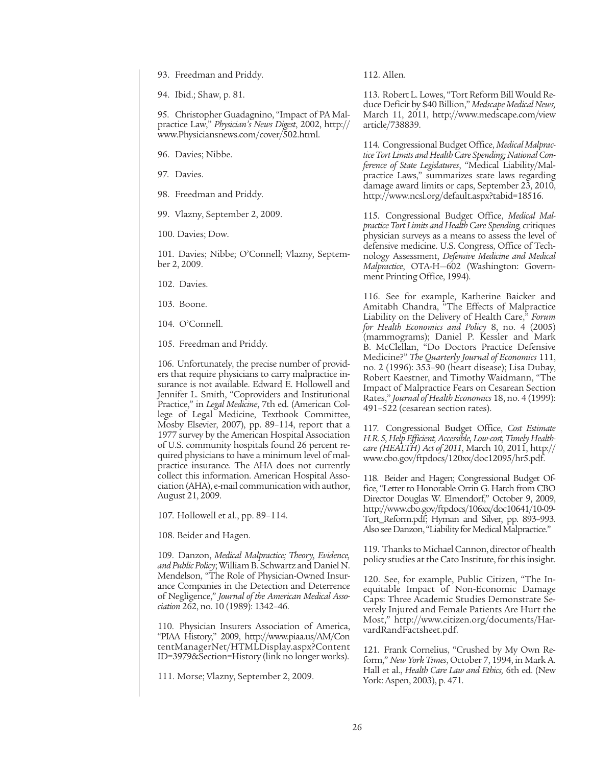93. Freedman and Priddy.

94. Ibid.; Shaw, p. 81.

95. Christopher Guadagnino, "Impact of PA Malpractice Law," *Physician's News Digest*, 2002, http://www.Physiciansnews.com/cover/502.html.

96. Davies; Nibbe.

97. Davies.

98. Freedman and Priddy.

99. Vlazny, September 2, 2009.

100. Davies; Dow.

101. Davies; Nibbe; O'Connell; Vlazny, September 2, 2009.

102. Davies.

103. Boone.

104. O'Connell.

105. Freedman and Priddy.

106. Unfortunately, the precise number of providers that require physicians to carry malpractice insurance is not available. Edward E. Hollowell and Jennifer L. Smith, "Coproviders and Institutional Practice," in *Legal Medicine*, 7th ed. (American College of Legal Medicine, Textbook Committee, Mosby Elsevier, 2007), pp. 89–114, report that a 1977 survey by the American Hospital Association of U.S. community hospitals found 26 percent required physicians to have a minimum level of malpractice insurance. The AHA does not currently collect this information. American Hospital Association (AHA), e-mail communication with author, August 21, 2009.

107. Hollowell et al., pp. 89–114.

108. Beider and Hagen.

109. Danzon, *Medical Malpractice; Theory, Evidence, and Public Policy*; William B. Schwartz and Daniel N. Mendelson, "The Role of Physician-Owned Insurance Companies in the Detection and Deterrence of Negligence," *Journal of the American Medical Association* 262, no. 10 (1989): 1342–46.

110. Physician Insurers Association of America, "PIAA History," 2009, http://www.piaa.us/AM/ContentManagerNet/HTMLDisplay.aspx?ContentID=3979&Section=History (link no longer works).

111. Morse; Vlazny, September 2, 2009.

112. Allen.

113. Robert L. Lowes, "Tort Reform Bill Would Reduce Deficit by $40 Billion," *Medscape Medical News,* March 11, 2011, http://www.medscape.com/viewarticle/738839.

114. Congressional Budget Office, *Medical Malpractice Tort Limits and Health Care Spending; National Conference of State Legislatures*, "Medical Liability/Malpractice Laws," summarizes state laws regarding damage award limits or caps, September 23, 2010, http://www.ncsl.org/default.aspx?tabid=18516.

115. Congressional Budget Office, *Medical Malpractice Tort Limits and Health Care Spending,* critiques physician surveys as a means to assess the level of defensive medicine. U.S. Congress, Office of Technology Assessment, *Defensive Medicine and Medical Malpractice*, OTA-H—602 (Washington: Government Printing Office, 1994).

116. See for example, Katherine Baicker and Amitabh Chandra, "The Effects of Malpractice Liability on the Delivery of Health Care," *Forum for Health Economics and Policy* 8, no. 4 (2005) (mammograms); Daniel P. Kessler and Mark B. McClellan, "Do Doctors Practice Defensive Medicine?" *The Quarterly Journal of Economics* 111, no. 2 (1996): 353–90 (heart disease); Lisa Dubay, Robert Kaestner, and Timothy Waidmann, "The Impact of Malpractice Fears on Cesarean Section Rates," *Journal of Health Economics* 18, no. 4 (1999): 491–522 (cesarean section rates).

117. Congressional Budget Office, *Cost Estimate H.R. 5, Help Efficient, Accessible, Low-cost, Timely Healthcare (HEALTH) Act of 2011*, March 10, 2011, http://www.cbo.gov/ftpdocs/120xx/doc12095/hr5.pdf.

118. Beider and Hagen; Congressional Budget Office, "Letter to Honorable Orrin G. Hatch from CBO Director Douglas W. Elmendorf," October 9, 2009, http://www.cbo.gov/ftpdocs/106xx/doc10641/10-09-Tort_Reform.pdf; Hyman and Silver, pp. 893–993. Also see Danzon, "Liability for Medical Malpractice."

119. Thanks to Michael Cannon, director of health policy studies at the Cato Institute, for this insight.

120. See, for example, Public Citizen, "The Inequitable Impact of Non-Economic Damage Caps: Three Academic Studies Demonstrate Severely Injured and Female Patients Are Hurt the Most," http://www.citizen.org/documents/HarvardRandFactsheet.pdf.

121. Frank Cornelius, "Crushed by My Own Reform," *New York Times*, October 7, 1994, in Mark A. Hall et al., *Health Care Law and Ethics,* 6th ed. (New York: Aspen, 2003), p. 471.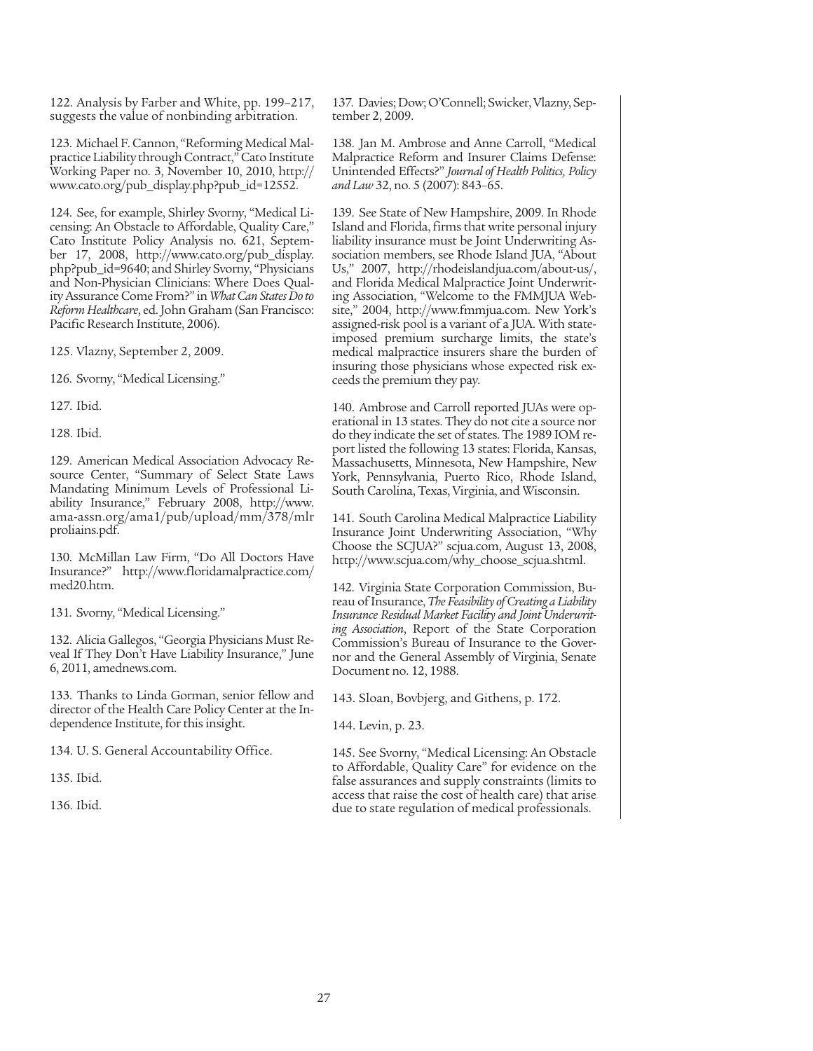122. Analysis by Farber and White, pp. 199–217, suggests the value of nonbinding arbitration.

123. Michael F. Cannon, "Reforming Medical Malpractice Liability through Contract," Cato Institute Working Paper no. 3, November 10, 2010, http://www.cato.org/pub_display.php?pub_id=12552.

124. See, for example, Shirley Svorny, "Medical Licensing: An Obstacle to Affordable, Quality Care," Cato Institute Policy Analysis no. 621, September 17, 2008, http://www.cato.org/pub_display.php?pub_id=9640; and Shirley Svorny, "Physicians and Non-Physician Clinicians: Where Does Quality Assurance Come From?" in *What Can States Do to Reform Healthcare*, ed. John Graham (San Francisco: Pacific Research Institute, 2006).

125. Vlazny, September 2, 2009.

126. Svorny, "Medical Licensing."

127. Ibid.

128. Ibid.

129. American Medical Association Advocacy Resource Center, "Summary of Select State Laws Mandating Minimum Levels of Professional Liability Insurance," February 2008, http://www.ama-assn.org/ama1/pub/upload/mm/378/mlrproliains.pdf.

130. McMillan Law Firm, "Do All Doctors Have Insurance?" http://www.floridamalpractice.com/med20.htm.

131. Svorny, "Medical Licensing."

132. Alicia Gallegos, "Georgia Physicians Must Reveal If They Don't Have Liability Insurance," June 6, 2011, amednews.com.

133. Thanks to Linda Gorman, senior fellow and director of the Health Care Policy Center at the Independence Institute, for this insight.

134. U. S. General Accountability Office.

135. Ibid.

136. Ibid.

137. Davies; Dow; O'Connell; Swicker, Vlazny, September 2, 2009.

138. Jan M. Ambrose and Anne Carroll, "Medical Malpractice Reform and Insurer Claims Defense: Unintended Effects?" *Journal of Health Politics, Policy and Law* 32, no. 5 (2007): 843–65.

139. See State of New Hampshire, 2009. In Rhode Island and Florida, firms that write personal injury liability insurance must be Joint Underwriting Association members, see Rhode Island JUA, "About Us," 2007, http://rhodeislandjua.com/about-us/, and Florida Medical Malpractice Joint Underwriting Association, "Welcome to the FMMJUA Website," 2004, http://www.fmmjua.com. New York's assigned-risk pool is a variant of a JUA. With state-imposed premium surcharge limits, the state's medical malpractice insurers share the burden of insuring those physicians whose expected risk exceeds the premium they pay.

140. Ambrose and Carroll reported JUAs were operational in 13 states. They do not cite a source nor do they indicate the set of states. The 1989 IOM report listed the following 13 states: Florida, Kansas, Massachusetts, Minnesota, New Hampshire, New York, Pennsylvania, Puerto Rico, Rhode Island, South Carolina, Texas, Virginia, and Wisconsin.

141. South Carolina Medical Malpractice Liability Insurance Joint Underwriting Association, "Why Choose the SCJUA?" scjua.com, August 13, 2008, http://www.scjua.com/why_choose_scjua.shtml.

142. Virginia State Corporation Commission, Bureau of Insurance, *The Feasibility of Creating a Liability Insurance Residual Market Facility and Joint Underwriting Association*, Report of the State Corporation Commission's Bureau of Insurance to the Governor and the General Assembly of Virginia, Senate Document no. 12, 1988.

143. Sloan, Bovbjerg, and Githens, p. 172.

144. Levin, p. 23.

145. See Svorny, "Medical Licensing: An Obstacle to Affordable, Quality Care" for evidence on the false assurances and supply constraints (limits to access that raise the cost of health care) that arise due to state regulation of medical professionals.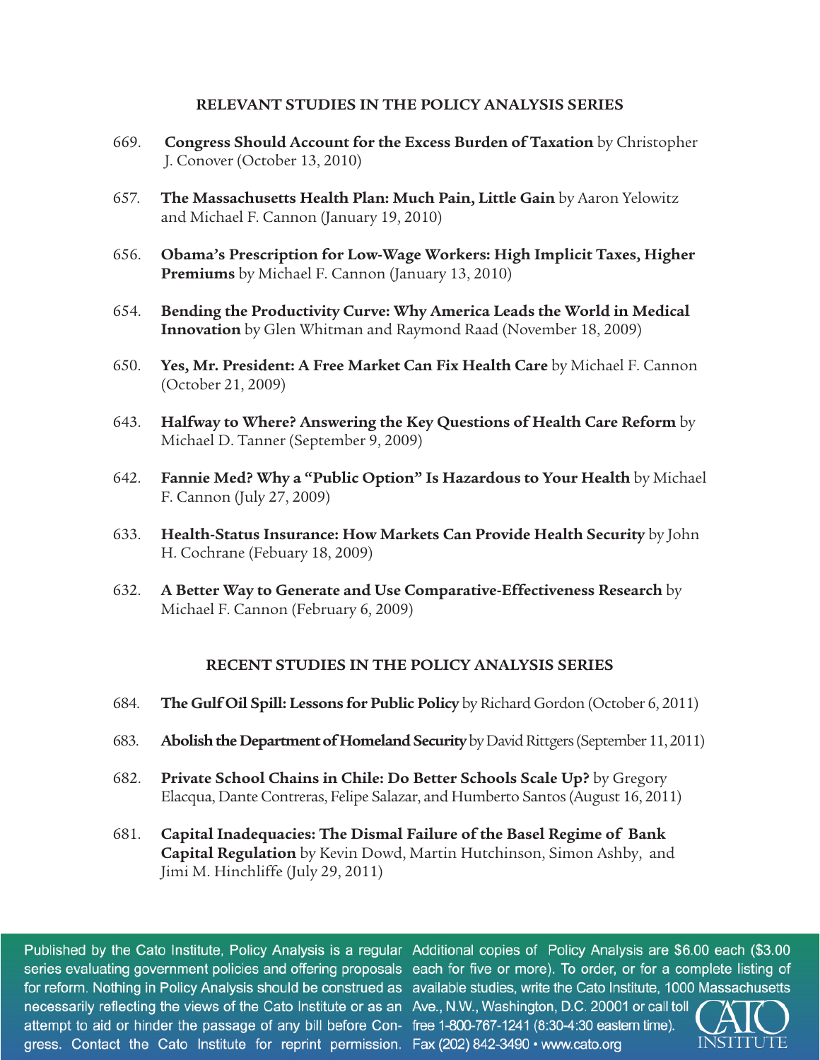## RELEVANT STUDIES IN THE POLICY ANALYSIS SERIES

669. **Congress Should Account for the Excess Burden of Taxation** by Christopher J. Conover (October 13, 2010)

657. **The Massachusetts Health Plan: Much Pain, Little Gain** by Aaron Yelowitz and Michael F. Cannon (January 19, 2010)

656. **Obama's Prescription for Low-Wage Workers: High Implicit Taxes, Higher Premiums** by Michael F. Cannon (January 13, 2010)

654. **Bending the Productivity Curve: Why America Leads the World in Medical Innovation** by Glen Whitman and Raymond Raad (November 18, 2009)

650. **Yes, Mr. President: A Free Market Can Fix Health Care** by Michael F. Cannon (October 21, 2009)

643. **Halfway to Where? Answering the Key Questions of Health Care Reform** by Michael D. Tanner (September 9, 2009)

642. **Fannie Med? Why a "Public Option" Is Hazardous to Your Health** by Michael F. Cannon (July 27, 2009)

633. **Health-Status Insurance: How Markets Can Provide Health Security** by John H. Cochrane (Febuary 18, 2009)

632. **A Better Way to Generate and Use Comparative-Effectiveness Research** by Michael F. Cannon (February 6, 2009)

## RECENT STUDIES IN THE POLICY ANALYSIS SERIES

684. **The Gulf Oil Spill: Lessons for Public Policy** by Richard Gordon (October 6, 2011)

683. **Abolish the Department of Homeland Security** by David Rittgers (September 11, 2011)

682. **Private School Chains in Chile: Do Better Schools Scale Up?** by Gregory Elacqua, Dante Contreras, Felipe Salazar, and Humberto Santos (August 16, 2011)

681. **Capital Inadequacies: The Dismal Failure of the Basel Regime of Bank Capital Regulation** by Kevin Dowd, Martin Hutchinson, Simon Ashby, and Jimi M. Hinchliffe (July 29, 2011)

Published by the Cato Institute, Policy Analysis is a regular series evaluating government policies and offering proposals for reform. Nothing in Policy Analysis should be construed as necessarily reflecting the views of the Cato Institute or as an attempt to aid or hinder the passage of any bill before Congress. Contact the Cato Institute for reprint permission. Additional copies of Policy Analysis are $6.00 each ($3.00 each for five or more). To order, or for a complete listing of available studies, write the Cato Institute, 1000 Massachusetts Ave., N.W., Washington, D.C. 20001 or call toll free 1-800-767-1241 (8:30-4:30 eastern time). Fax (202) 842-3490 • www.cato.org

CATO INSTITUTE